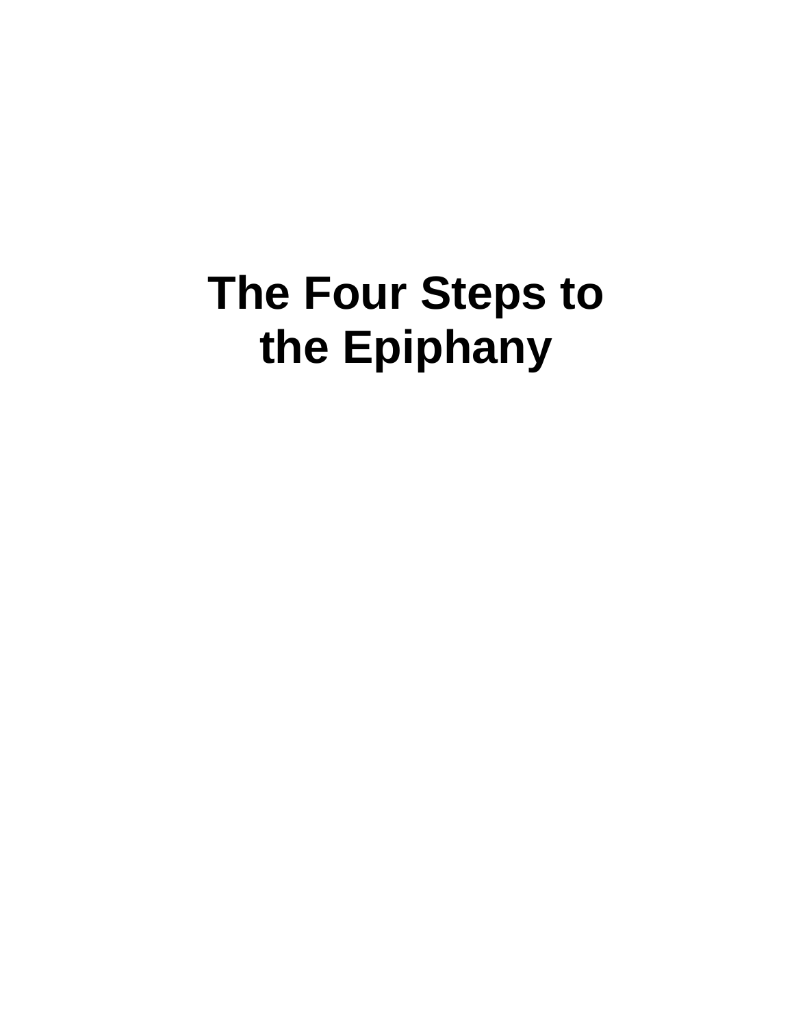# The Four Steps to the Epiphany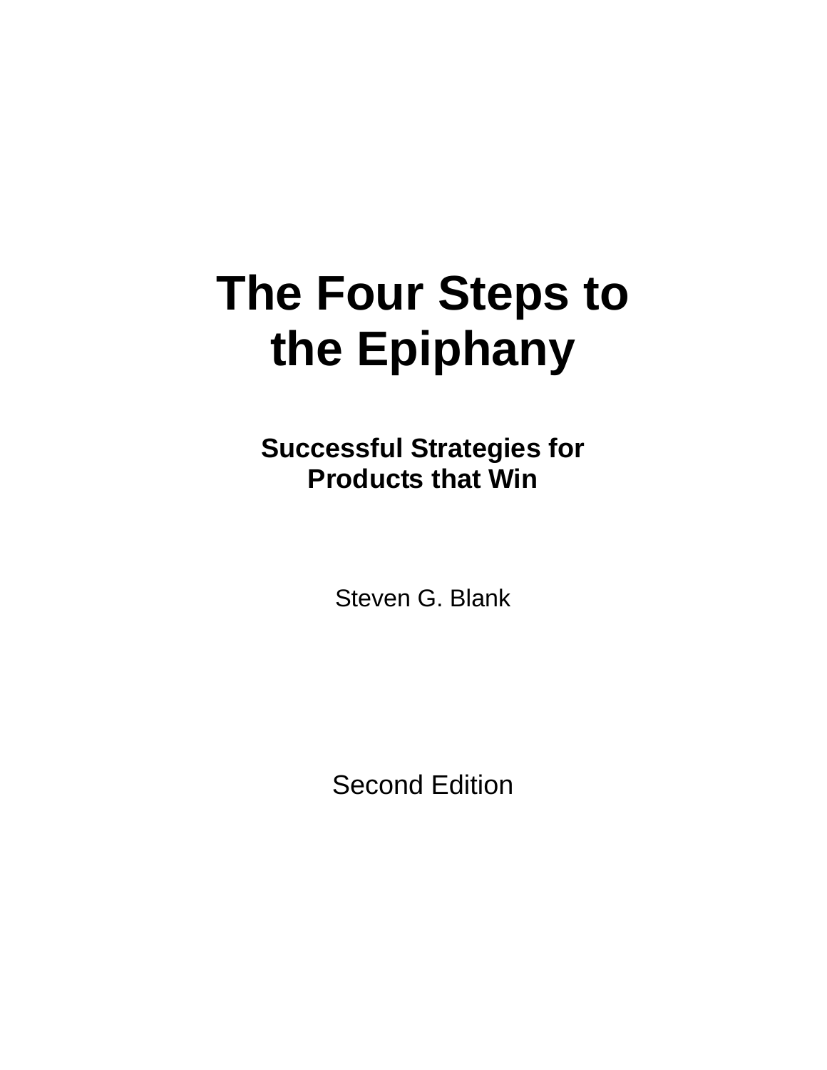# The Four Steps to the Epiphany

## Successful Strategies for Products that Win

Steven G. Blank

Second Edition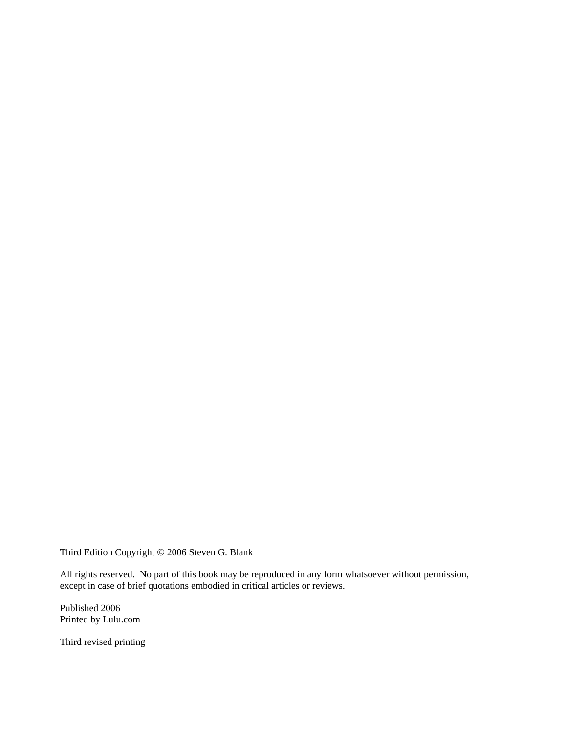Third Edition Copyright © 2006 Steven G. Blank

All rights reserved. No part of this book may be reproduced in any form whatsoever without permission, except in case of brief quotations embodied in critical articles or reviews.

Published 2006
Printed by Lulu.com

Third revised printing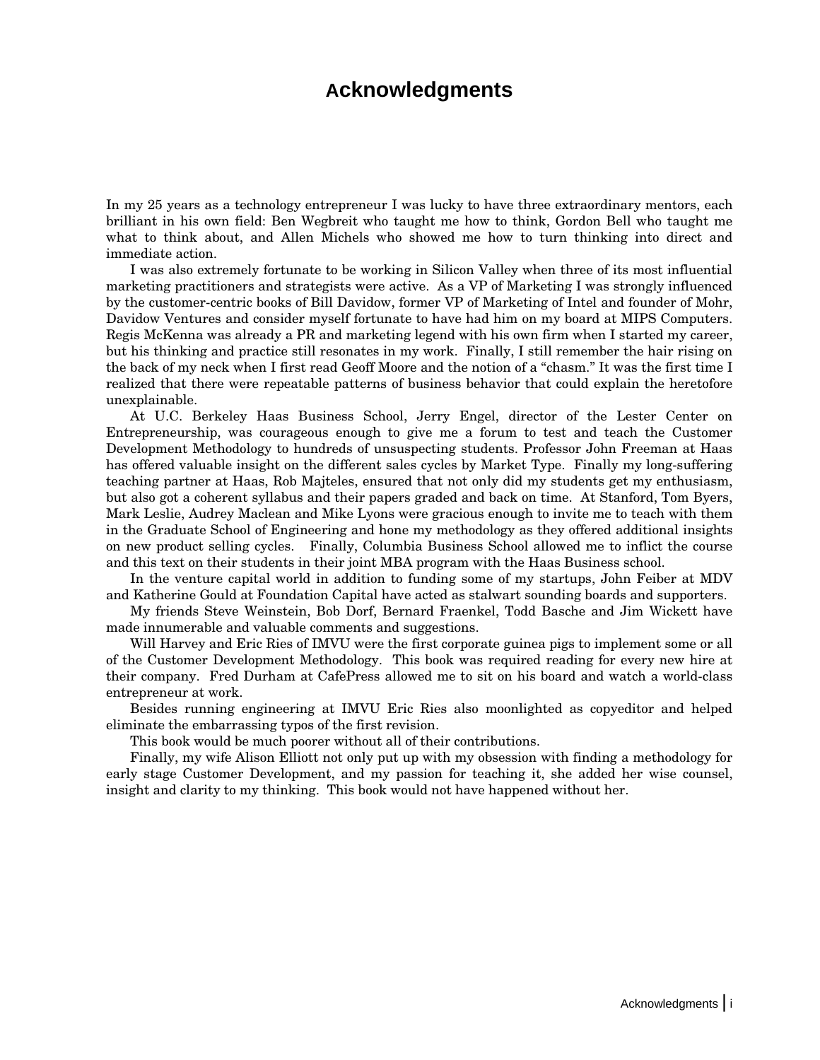# Acknowledgments

In my 25 years as a technology entrepreneur I was lucky to have three extraordinary mentors, each brilliant in his own field: Ben Wegbreit who taught me how to think, Gordon Bell who taught me what to think about, and Allen Michels who showed me how to turn thinking into direct and immediate action.

I was also extremely fortunate to be working in Silicon Valley when three of its most influential marketing practitioners and strategists were active. As a VP of Marketing I was strongly influenced by the customer-centric books of Bill Davidow, former VP of Marketing of Intel and founder of Mohr, Davidow Ventures and consider myself fortunate to have had him on my board at MIPS Computers. Regis McKenna was already a PR and marketing legend with his own firm when I started my career, but his thinking and practice still resonates in my work. Finally, I still remember the hair rising on the back of my neck when I first read Geoff Moore and the notion of a "chasm." It was the first time I realized that there were repeatable patterns of business behavior that could explain the heretofore unexplainable.

At U.C. Berkeley Haas Business School, Jerry Engel, director of the Lester Center on Entrepreneurship, was courageous enough to give me a forum to test and teach the Customer Development Methodology to hundreds of unsuspecting students. Professor John Freeman at Haas has offered valuable insight on the different sales cycles by Market Type. Finally my long-suffering teaching partner at Haas, Rob Majteles, ensured that not only did my students get my enthusiasm, but also got a coherent syllabus and their papers graded and back on time. At Stanford, Tom Byers, Mark Leslie, Audrey Maclean and Mike Lyons were gracious enough to invite me to teach with them in the Graduate School of Engineering and hone my methodology as they offered additional insights on new product selling cycles. Finally, Columbia Business School allowed me to inflict the course and this text on their students in their joint MBA program with the Haas Business school.

In the venture capital world in addition to funding some of my startups, John Feiber at MDV and Katherine Gould at Foundation Capital have acted as stalwart sounding boards and supporters.

My friends Steve Weinstein, Bob Dorf, Bernard Fraenkel, Todd Basche and Jim Wickett have made innumerable and valuable comments and suggestions.

Will Harvey and Eric Ries of IMVU were the first corporate guinea pigs to implement some or all of the Customer Development Methodology. This book was required reading for every new hire at their company. Fred Durham at CafePress allowed me to sit on his board and watch a world-class entrepreneur at work.

Besides running engineering at IMVU Eric Ries also moonlighted as copyeditor and helped eliminate the embarrassing typos of the first revision.

This book would be much poorer without all of their contributions.

Finally, my wife Alison Elliott not only put up with my obsession with finding a methodology for early stage Customer Development, and my passion for teaching it, she added her wise counsel, insight and clarity to my thinking. This book would not have happened without her.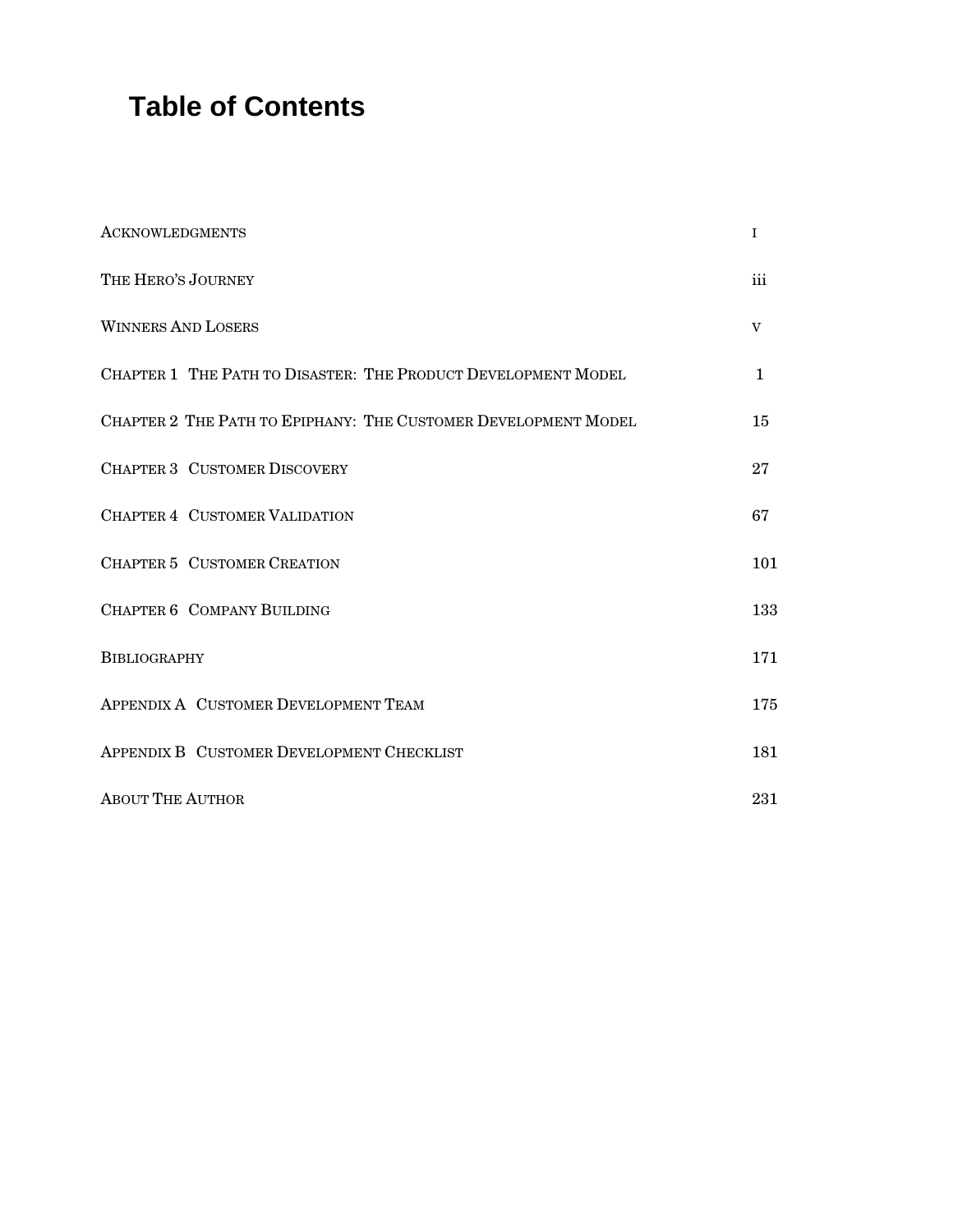# Table of Contents

| | |
|---|---|
| Acknowledgments | i |
| The Hero's Journey | iii |
| Winners And Losers | v |
| Chapter 1 The Path to Disaster: The Product Development Model | 1 |
| Chapter 2 The Path to Epiphany: The Customer Development Model | 15 |
| Chapter 3 Customer Discovery | 27 |
| Chapter 4 Customer Validation | 67 |
| Chapter 5 Customer Creation | 101 |
| Chapter 6 Company Building | 133 |
| Bibliography | 171 |
| Appendix A Customer Development Team | 175 |
| Appendix B Customer Development Checklist | 181 |
| About The Author | 231 |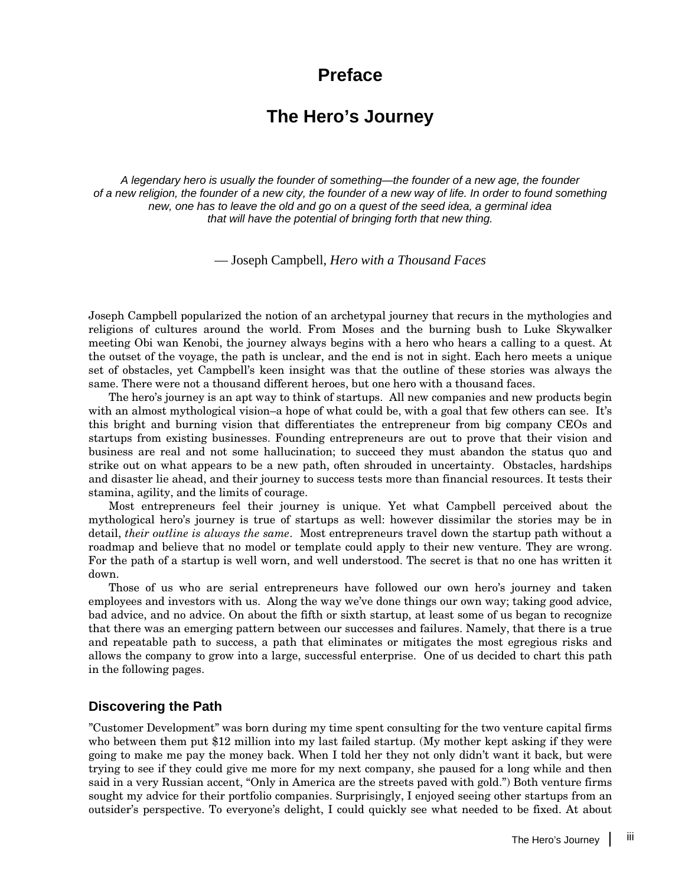# Preface

# The Hero's Journey

*A legendary hero is usually the founder of something—the founder of a new age, the founder of a new religion, the founder of a new city, the founder of a new way of life. In order to found something new, one has to leave the old and go on a quest of the seed idea, a germinal idea that will have the potential of bringing forth that new thing.*

— Joseph Campbell, *Hero with a Thousand Faces*

Joseph Campbell popularized the notion of an archetypal journey that recurs in the mythologies and religions of cultures around the world. From Moses and the burning bush to Luke Skywalker meeting Obi wan Kenobi, the journey always begins with a hero who hears a calling to a quest. At the outset of the voyage, the path is unclear, and the end is not in sight. Each hero meets a unique set of obstacles, yet Campbell's keen insight was that the outline of these stories was always the same. There were not a thousand different heroes, but one hero with a thousand faces.

The hero's journey is an apt way to think of startups. All new companies and new products begin with an almost mythological vision–a hope of what could be, with a goal that few others can see. It's this bright and burning vision that differentiates the entrepreneur from big company CEOs and startups from existing businesses. Founding entrepreneurs are out to prove that their vision and business are real and not some hallucination; to succeed they must abandon the status quo and strike out on what appears to be a new path, often shrouded in uncertainty. Obstacles, hardships and disaster lie ahead, and their journey to success tests more than financial resources. It tests their stamina, agility, and the limits of courage.

Most entrepreneurs feel their journey is unique. Yet what Campbell perceived about the mythological hero's journey is true of startups as well: however dissimilar the stories may be in detail, *their outline is always the same*. Most entrepreneurs travel down the startup path without a roadmap and believe that no model or template could apply to their new venture. They are wrong. For the path of a startup is well worn, and well understood. The secret is that no one has written it down.

Those of us who are serial entrepreneurs have followed our own hero's journey and taken employees and investors with us. Along the way we've done things our own way; taking good advice, bad advice, and no advice. On about the fifth or sixth startup, at least some of us began to recognize that there was an emerging pattern between our successes and failures. Namely, that there is a true and repeatable path to success, a path that eliminates or mitigates the most egregious risks and allows the company to grow into a large, successful enterprise. One of us decided to chart this path in the following pages.

## Discovering the Path

"Customer Development" was born during my time spent consulting for the two venture capital firms who between them put $12 million into my last failed startup. (My mother kept asking if they were going to make me pay the money back. When I told her they not only didn't want it back, but were trying to see if they could give me more for my next company, she paused for a long while and then said in a very Russian accent, "Only in America are the streets paved with gold.") Both venture firms sought my advice for their portfolio companies. Surprisingly, I enjoyed seeing other startups from an outsider's perspective. To everyone's delight, I could quickly see what needed to be fixed. At about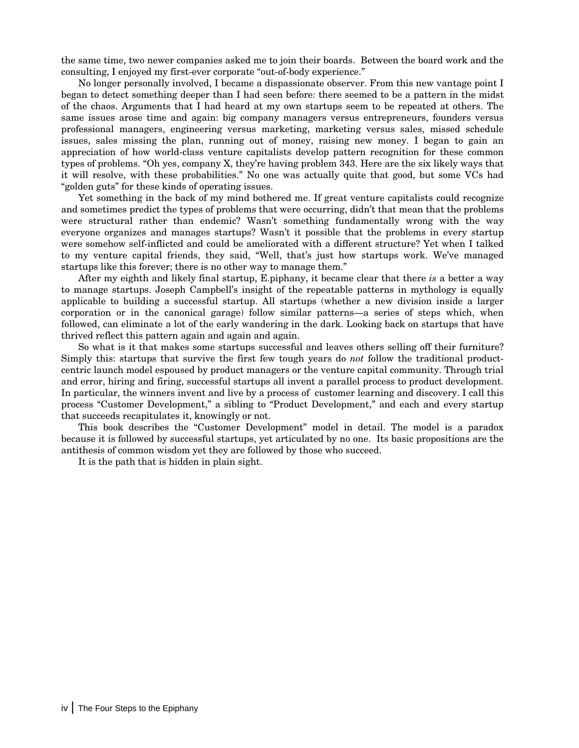the same time, two newer companies asked me to join their boards. Between the board work and the consulting, I enjoyed my first-ever corporate "out-of-body experience."

No longer personally involved, I became a dispassionate observer. From this new vantage point I began to detect something deeper than I had seen before: there seemed to be a pattern in the midst of the chaos. Arguments that I had heard at my own startups seem to be repeated at others. The same issues arose time and again: big company managers versus entrepreneurs, founders versus professional managers, engineering versus marketing, marketing versus sales, missed schedule issues, sales missing the plan, running out of money, raising new money. I began to gain an appreciation of how world-class venture capitalists develop pattern recognition for these common types of problems. "Oh yes, company X, they're having problem 343. Here are the six likely ways that it will resolve, with these probabilities." No one was actually quite that good, but some VCs had "golden guts" for these kinds of operating issues.

Yet something in the back of my mind bothered me. If great venture capitalists could recognize and sometimes predict the types of problems that were occurring, didn't that mean that the problems were structural rather than endemic? Wasn't something fundamentally wrong with the way everyone organizes and manages startups? Wasn't it possible that the problems in every startup were somehow self-inflicted and could be ameliorated with a different structure? Yet when I talked to my venture capital friends, they said, "Well, that's just how startups work. We've managed startups like this forever; there is no other way to manage them."

After my eighth and likely final startup, E.piphany, it became clear that there *is* a better a way to manage startups. Joseph Campbell's insight of the repeatable patterns in mythology is equally applicable to building a successful startup. All startups (whether a new division inside a larger corporation or in the canonical garage) follow similar patterns—a series of steps which, when followed, can eliminate a lot of the early wandering in the dark. Looking back on startups that have thrived reflect this pattern again and again and again.

So what is it that makes some startups successful and leaves others selling off their furniture? Simply this: startups that survive the first few tough years do *not* follow the traditional product-centric launch model espoused by product managers or the venture capital community. Through trial and error, hiring and firing, successful startups all invent a parallel process to product development. In particular, the winners invent and live by a process of customer learning and discovery. I call this process "Customer Development," a sibling to "Product Development," and each and every startup that succeeds recapitulates it, knowingly or not.

This book describes the "Customer Development" model in detail. The model is a paradox because it is followed by successful startups, yet articulated by no one. Its basic propositions are the antithesis of common wisdom yet they are followed by those who succeed.

It is the path that is hidden in plain sight.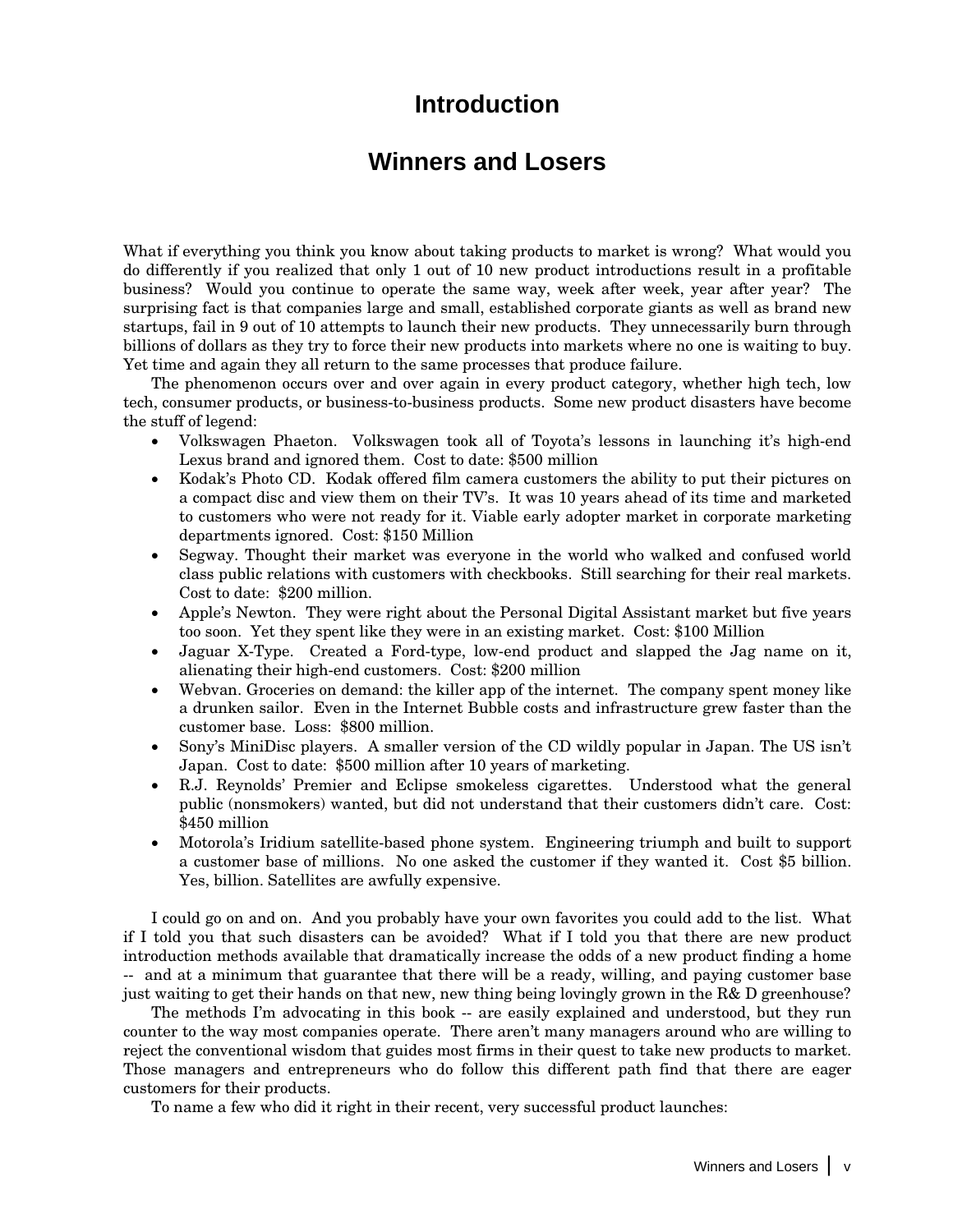# Introduction

## Winners and Losers

What if everything you think you know about taking products to market is wrong? What would you do differently if you realized that only 1 out of 10 new product introductions result in a profitable business? Would you continue to operate the same way, week after week, year after year? The surprising fact is that companies large and small, established corporate giants as well as brand new startups, fail in 9 out of 10 attempts to launch their new products. They unnecessarily burn through billions of dollars as they try to force their new products into markets where no one is waiting to buy. Yet time and again they all return to the same processes that produce failure.

The phenomenon occurs over and over again in every product category, whether high tech, low tech, consumer products, or business-to-business products. Some new product disasters have become the stuff of legend:

- Volkswagen Phaeton. Volkswagen took all of Toyota's lessons in launching it's high-end Lexus brand and ignored them. Cost to date: $500 million
- Kodak's Photo CD. Kodak offered film camera customers the ability to put their pictures on a compact disc and view them on their TV's. It was 10 years ahead of its time and marketed to customers who were not ready for it. Viable early adopter market in corporate marketing departments ignored. Cost: $150 Million
- Segway. Thought their market was everyone in the world who walked and confused world class public relations with customers with checkbooks. Still searching for their real markets. Cost to date: $200 million.
- Apple's Newton. They were right about the Personal Digital Assistant market but five years too soon. Yet they spent like they were in an existing market. Cost: $100 Million
- Jaguar X-Type. Created a Ford-type, low-end product and slapped the Jag name on it, alienating their high-end customers. Cost: $200 million
- Webvan. Groceries on demand: the killer app of the internet. The company spent money like a drunken sailor. Even in the Internet Bubble costs and infrastructure grew faster than the customer base. Loss: $800 million.
- Sony's MiniDisc players. A smaller version of the CD wildly popular in Japan. The US isn't Japan. Cost to date: $500 million after 10 years of marketing.
- R.J. Reynolds' Premier and Eclipse smokeless cigarettes. Understood what the general public (nonsmokers) wanted, but did not understand that their customers didn't care. Cost: $450 million
- Motorola's Iridium satellite-based phone system. Engineering triumph and built to support a customer base of millions. No one asked the customer if they wanted it. Cost $5 billion. Yes, billion. Satellites are awfully expensive.

I could go on and on. And you probably have your own favorites you could add to the list. What if I told you that such disasters can be avoided? What if I told you that there are new product introduction methods available that dramatically increase the odds of a new product finding a home -- and at a minimum that guarantee that there will be a ready, willing, and paying customer base just waiting to get their hands on that new, new thing being lovingly grown in the R& D greenhouse?

The methods I'm advocating in this book -- are easily explained and understood, but they run counter to the way most companies operate. There aren't many managers around who are willing to reject the conventional wisdom that guides most firms in their quest to take new products to market. Those managers and entrepreneurs who do follow this different path find that there are eager customers for their products.

To name a few who did it right in their recent, very successful product launches: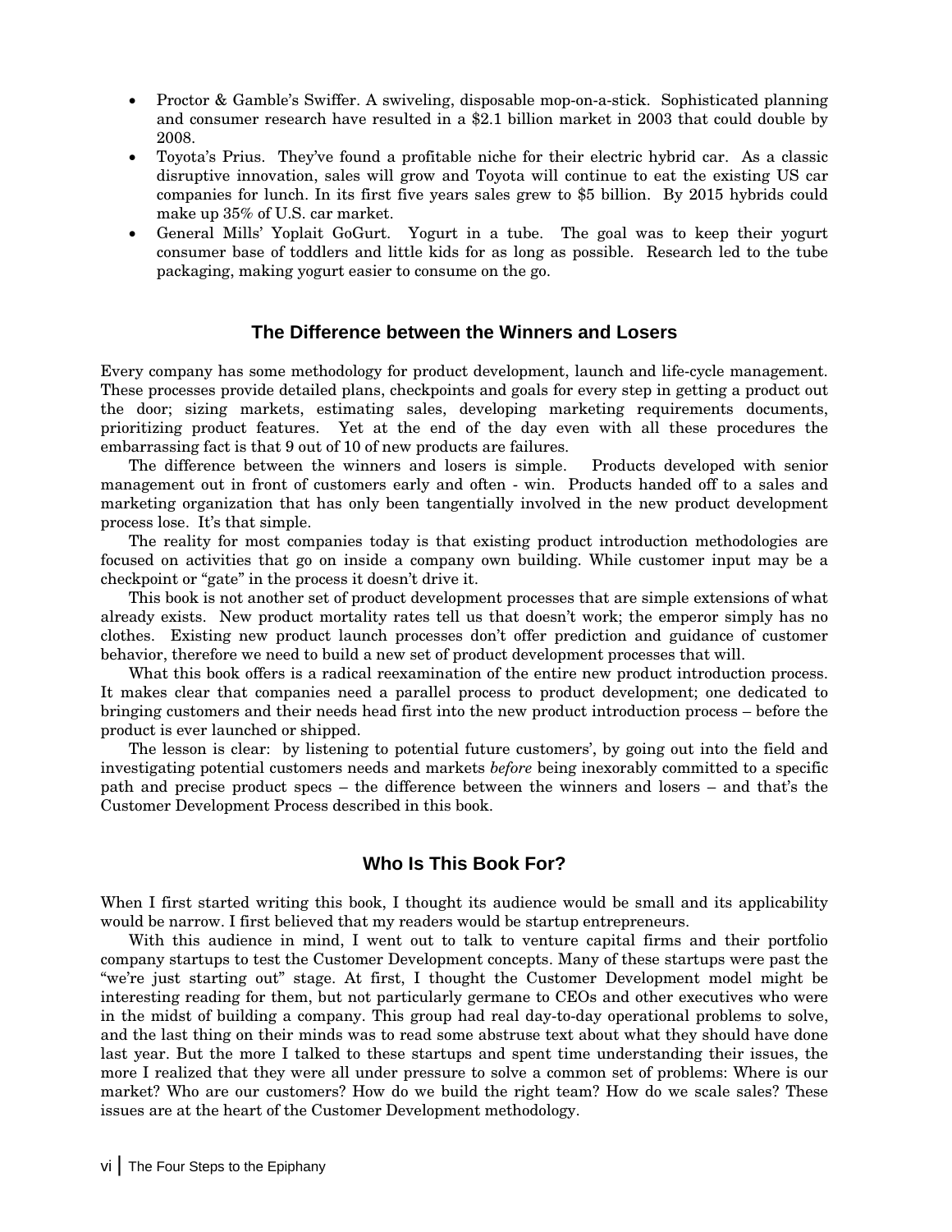- Proctor & Gamble's Swiffer. A swiveling, disposable mop-on-a-stick. Sophisticated planning and consumer research have resulted in a $2.1 billion market in 2003 that could double by 2008.
- Toyota's Prius. They've found a profitable niche for their electric hybrid car. As a classic disruptive innovation, sales will grow and Toyota will continue to eat the existing US car companies for lunch. In its first five years sales grew to $5 billion. By 2015 hybrids could make up 35% of U.S. car market.
- General Mills' Yoplait GoGurt. Yogurt in a tube. The goal was to keep their yogurt consumer base of toddlers and little kids for as long as possible. Research led to the tube packaging, making yogurt easier to consume on the go.

## The Difference between the Winners and Losers

Every company has some methodology for product development, launch and life-cycle management. These processes provide detailed plans, checkpoints and goals for every step in getting a product out the door; sizing markets, estimating sales, developing marketing requirements documents, prioritizing product features. Yet at the end of the day even with all these procedures the embarrassing fact is that 9 out of 10 of new products are failures.

The difference between the winners and losers is simple. Products developed with senior management out in front of customers early and often - win. Products handed off to a sales and marketing organization that has only been tangentially involved in the new product development process lose. It's that simple.

The reality for most companies today is that existing product introduction methodologies are focused on activities that go on inside a company own building. While customer input may be a checkpoint or "gate" in the process it doesn't drive it.

This book is not another set of product development processes that are simple extensions of what already exists. New product mortality rates tell us that doesn't work; the emperor simply has no clothes. Existing new product launch processes don't offer prediction and guidance of customer behavior, therefore we need to build a new set of product development processes that will.

What this book offers is a radical reexamination of the entire new product introduction process. It makes clear that companies need a parallel process to product development; one dedicated to bringing customers and their needs head first into the new product introduction process – before the product is ever launched or shipped.

The lesson is clear: by listening to potential future customers', by going out into the field and investigating potential customers needs and markets *before* being inexorably committed to a specific path and precise product specs – the difference between the winners and losers – and that's the Customer Development Process described in this book.

## Who Is This Book For?

When I first started writing this book, I thought its audience would be small and its applicability would be narrow. I first believed that my readers would be startup entrepreneurs.

With this audience in mind, I went out to talk to venture capital firms and their portfolio company startups to test the Customer Development concepts. Many of these startups were past the "we're just starting out" stage. At first, I thought the Customer Development model might be interesting reading for them, but not particularly germane to CEOs and other executives who were in the midst of building a company. This group had real day-to-day operational problems to solve, and the last thing on their minds was to read some abstruse text about what they should have done last year. But the more I talked to these startups and spent time understanding their issues, the more I realized that they were all under pressure to solve a common set of problems: Where is our market? Who are our customers? How do we build the right team? How do we scale sales? These issues are at the heart of the Customer Development methodology.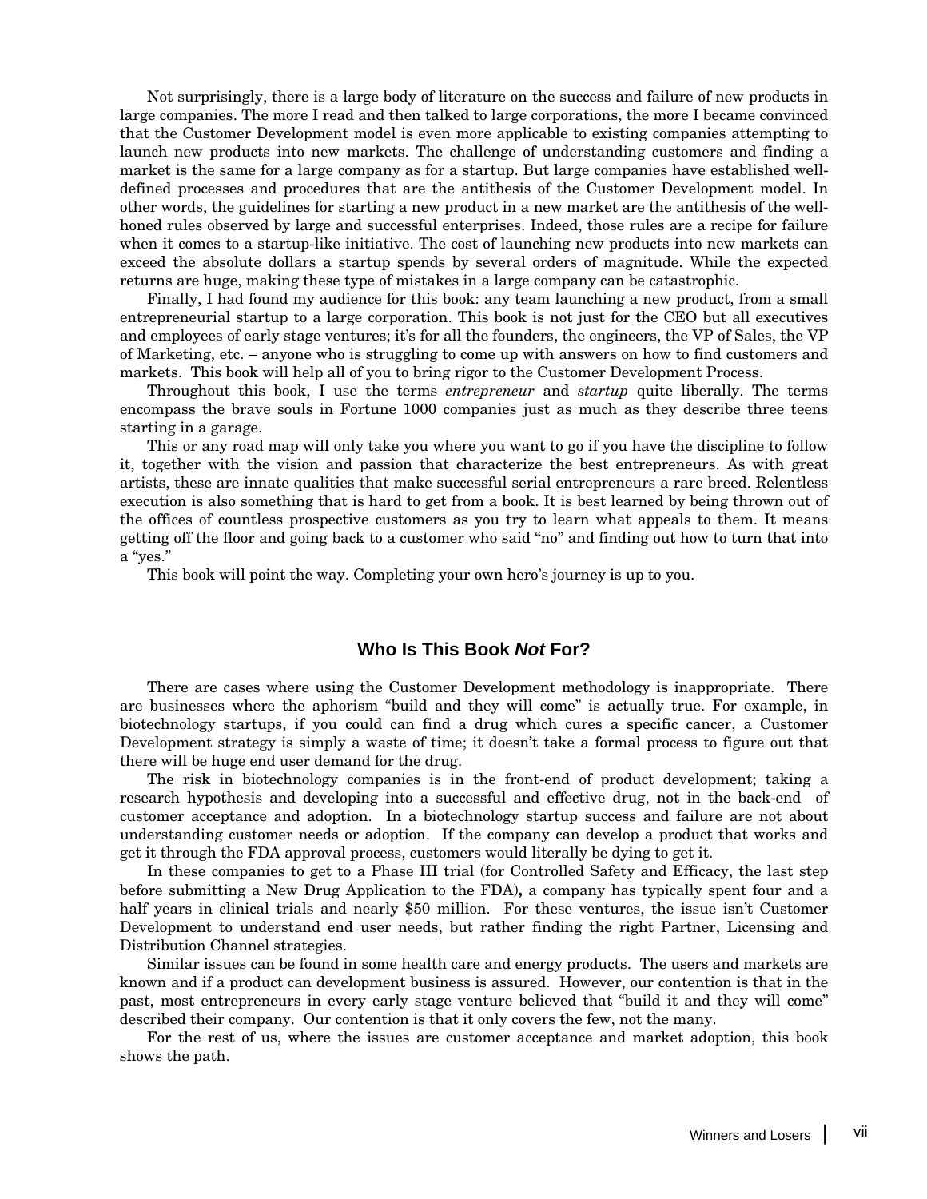Not surprisingly, there is a large body of literature on the success and failure of new products in large companies. The more I read and then talked to large corporations, the more I became convinced that the Customer Development model is even more applicable to existing companies attempting to launch new products into new markets. The challenge of understanding customers and finding a market is the same for a large company as for a startup. But large companies have established well-defined processes and procedures that are the antithesis of the Customer Development model. In other words, the guidelines for starting a new product in a new market are the antithesis of the well-honed rules observed by large and successful enterprises. Indeed, those rules are a recipe for failure when it comes to a startup-like initiative. The cost of launching new products into new markets can exceed the absolute dollars a startup spends by several orders of magnitude. While the expected returns are huge, making these type of mistakes in a large company can be catastrophic.

Finally, I had found my audience for this book: any team launching a new product, from a small entrepreneurial startup to a large corporation. This book is not just for the CEO but all executives and employees of early stage ventures; it's for all the founders, the engineers, the VP of Sales, the VP of Marketing, etc. – anyone who is struggling to come up with answers on how to find customers and markets. This book will help all of you to bring rigor to the Customer Development Process.

Throughout this book, I use the terms *entrepreneur* and *startup* quite liberally. The terms encompass the brave souls in Fortune 1000 companies just as much as they describe three teens starting in a garage.

This or any road map will only take you where you want to go if you have the discipline to follow it, together with the vision and passion that characterize the best entrepreneurs. As with great artists, these are innate qualities that make successful serial entrepreneurs a rare breed. Relentless execution is also something that is hard to get from a book. It is best learned by being thrown out of the offices of countless prospective customers as you try to learn what appeals to them. It means getting off the floor and going back to a customer who said "no" and finding out how to turn that into a "yes."

This book will point the way. Completing your own hero's journey is up to you.

## Who Is This Book *Not* For?

There are cases where using the Customer Development methodology is inappropriate. There are businesses where the aphorism "build and they will come" is actually true. For example, in biotechnology startups, if you could can find a drug which cures a specific cancer, a Customer Development strategy is simply a waste of time; it doesn't take a formal process to figure out that there will be huge end user demand for the drug.

The risk in biotechnology companies is in the front-end of product development; taking a research hypothesis and developing into a successful and effective drug, not in the back-end of customer acceptance and adoption. In a biotechnology startup success and failure are not about understanding customer needs or adoption. If the company can develop a product that works and get it through the FDA approval process, customers would literally be dying to get it.

In these companies to get to a Phase III trial (for Controlled Safety and Efficacy, the last step before submitting a New Drug Application to the FDA)**,** a company has typically spent four and a half years in clinical trials and nearly $50 million. For these ventures, the issue isn't Customer Development to understand end user needs, but rather finding the right Partner, Licensing and Distribution Channel strategies.

Similar issues can be found in some health care and energy products. The users and markets are known and if a product can development business is assured. However, our contention is that in the past, most entrepreneurs in every early stage venture believed that "build it and they will come" described their company. Our contention is that it only covers the few, not the many.

For the rest of us, where the issues are customer acceptance and market adoption, this book shows the path.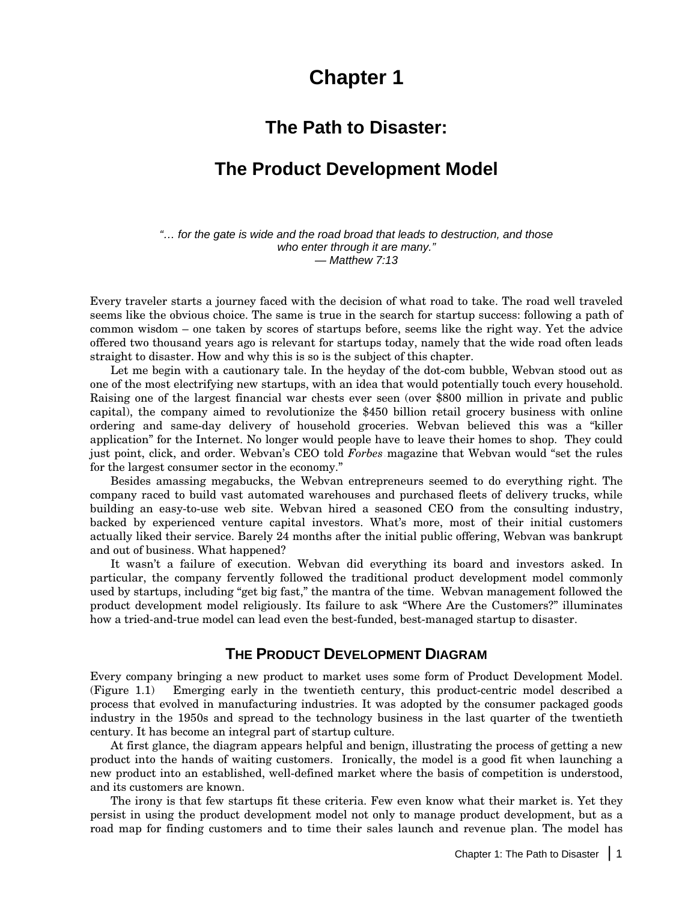# Chapter 1

## The Path to Disaster:

## The Product Development Model

*"… for the gate is wide and the road broad that leads to destruction, and those who enter through it are many."*
*— Matthew 7:13*

Every traveler starts a journey faced with the decision of what road to take. The road well traveled seems like the obvious choice. The same is true in the search for startup success: following a path of common wisdom – one taken by scores of startups before, seems like the right way. Yet the advice offered two thousand years ago is relevant for startups today, namely that the wide road often leads straight to disaster. How and why this is so is the subject of this chapter.

Let me begin with a cautionary tale. In the heyday of the dot-com bubble, Webvan stood out as one of the most electrifying new startups, with an idea that would potentially touch every household. Raising one of the largest financial war chests ever seen (over $800 million in private and public capital), the company aimed to revolutionize the $450 billion retail grocery business with online ordering and same-day delivery of household groceries. Webvan believed this was a "killer application" for the Internet. No longer would people have to leave their homes to shop. They could just point, click, and order. Webvan's CEO told *Forbes* magazine that Webvan would "set the rules for the largest consumer sector in the economy."

Besides amassing megabucks, the Webvan entrepreneurs seemed to do everything right. The company raced to build vast automated warehouses and purchased fleets of delivery trucks, while building an easy-to-use web site. Webvan hired a seasoned CEO from the consulting industry, backed by experienced venture capital investors. What's more, most of their initial customers actually liked their service. Barely 24 months after the initial public offering, Webvan was bankrupt and out of business. What happened?

It wasn't a failure of execution. Webvan did everything its board and investors asked. In particular, the company fervently followed the traditional product development model commonly used by startups, including "get big fast," the mantra of the time. Webvan management followed the product development model religiously. Its failure to ask "Where Are the Customers?" illuminates how a tried-and-true model can lead even the best-funded, best-managed startup to disaster.

### The Product Development Diagram

Every company bringing a new product to market uses some form of Product Development Model. (Figure 1.1) Emerging early in the twentieth century, this product-centric model described a process that evolved in manufacturing industries. It was adopted by the consumer packaged goods industry in the 1950s and spread to the technology business in the last quarter of the twentieth century. It has become an integral part of startup culture.

At first glance, the diagram appears helpful and benign, illustrating the process of getting a new product into the hands of waiting customers. Ironically, the model is a good fit when launching a new product into an established, well-defined market where the basis of competition is understood, and its customers are known.

The irony is that few startups fit these criteria. Few even know what their market is. Yet they persist in using the product development model not only to manage product development, but as a road map for finding customers and to time their sales launch and revenue plan. The model has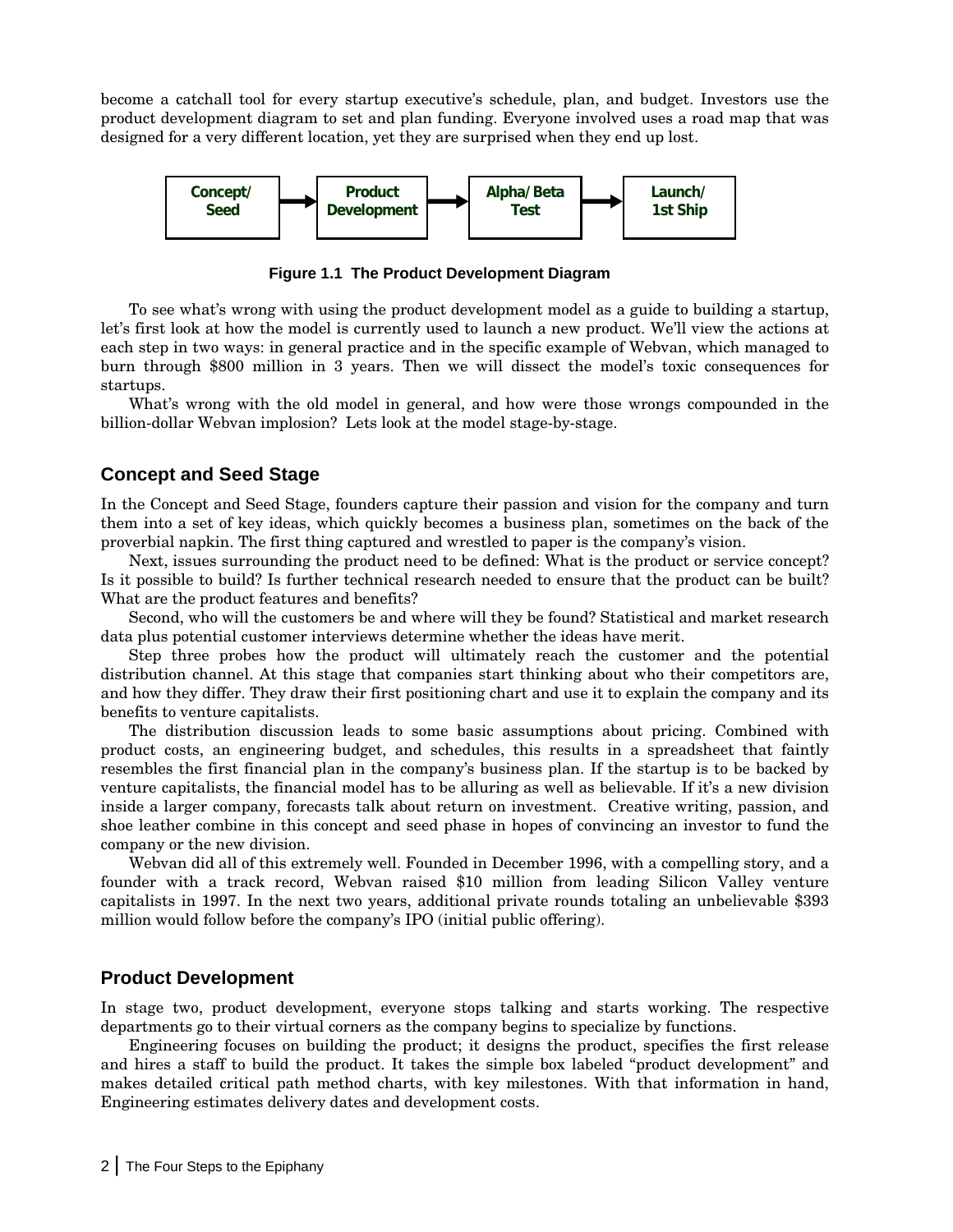become a catchall tool for every startup executive's schedule, plan, and budget. Investors use the product development diagram to set and plan funding. Everyone involved uses a road map that was designed for a very different location, yet they are surprised when they end up lost.

Concept/ Seed → Product Development → Alpha/Beta Test → Launch/ 1st Ship

**Figure 1.1 The Product Development Diagram**

To see what's wrong with using the product development model as a guide to building a startup, let's first look at how the model is currently used to launch a new product. We'll view the actions at each step in two ways: in general practice and in the specific example of Webvan, which managed to burn through $800 million in 3 years. Then we will dissect the model's toxic consequences for startups.

What's wrong with the old model in general, and how were those wrongs compounded in the billion-dollar Webvan implosion? Lets look at the model stage-by-stage.

## Concept and Seed Stage

In the Concept and Seed Stage, founders capture their passion and vision for the company and turn them into a set of key ideas, which quickly becomes a business plan, sometimes on the back of the proverbial napkin. The first thing captured and wrestled to paper is the company's vision.

Next, issues surrounding the product need to be defined: What is the product or service concept? Is it possible to build? Is further technical research needed to ensure that the product can be built? What are the product features and benefits?

Second, who will the customers be and where will they be found? Statistical and market research data plus potential customer interviews determine whether the ideas have merit.

Step three probes how the product will ultimately reach the customer and the potential distribution channel. At this stage that companies start thinking about who their competitors are, and how they differ. They draw their first positioning chart and use it to explain the company and its benefits to venture capitalists.

The distribution discussion leads to some basic assumptions about pricing. Combined with product costs, an engineering budget, and schedules, this results in a spreadsheet that faintly resembles the first financial plan in the company's business plan. If the startup is to be backed by venture capitalists, the financial model has to be alluring as well as believable. If it's a new division inside a larger company, forecasts talk about return on investment. Creative writing, passion, and shoe leather combine in this concept and seed phase in hopes of convincing an investor to fund the company or the new division.

Webvan did all of this extremely well. Founded in December 1996, with a compelling story, and a founder with a track record, Webvan raised $10 million from leading Silicon Valley venture capitalists in 1997. In the next two years, additional private rounds totaling an unbelievable $393 million would follow before the company's IPO (initial public offering).

## Product Development

In stage two, product development, everyone stops talking and starts working. The respective departments go to their virtual corners as the company begins to specialize by functions.

Engineering focuses on building the product; it designs the product, specifies the first release and hires a staff to build the product. It takes the simple box labeled "product development" and makes detailed critical path method charts, with key milestones. With that information in hand, Engineering estimates delivery dates and development costs.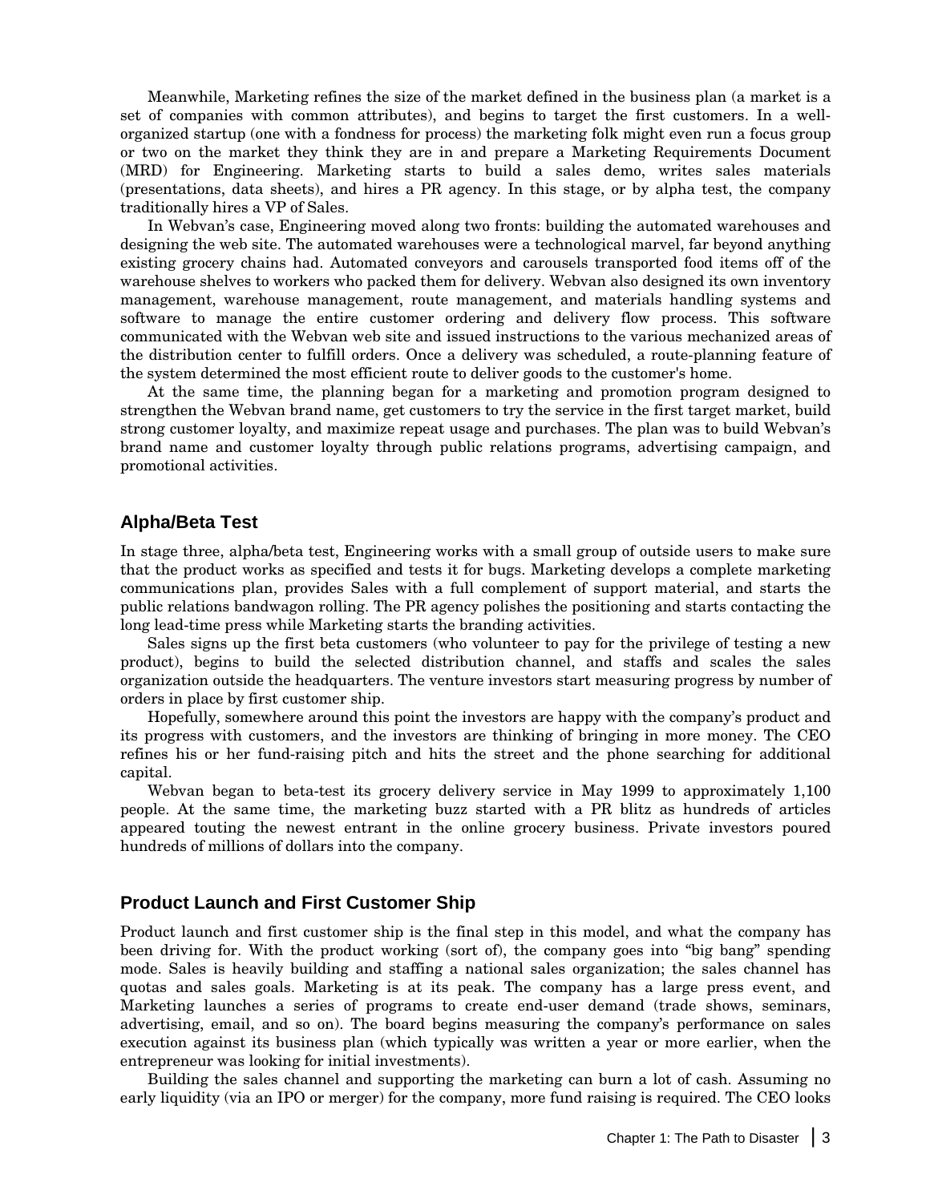Meanwhile, Marketing refines the size of the market defined in the business plan (a market is a set of companies with common attributes), and begins to target the first customers. In a well-organized startup (one with a fondness for process) the marketing folk might even run a focus group or two on the market they think they are in and prepare a Marketing Requirements Document (MRD) for Engineering. Marketing starts to build a sales demo, writes sales materials (presentations, data sheets), and hires a PR agency. In this stage, or by alpha test, the company traditionally hires a VP of Sales.

In Webvan's case, Engineering moved along two fronts: building the automated warehouses and designing the web site. The automated warehouses were a technological marvel, far beyond anything existing grocery chains had. Automated conveyors and carousels transported food items off of the warehouse shelves to workers who packed them for delivery. Webvan also designed its own inventory management, warehouse management, route management, and materials handling systems and software to manage the entire customer ordering and delivery flow process. This software communicated with the Webvan web site and issued instructions to the various mechanized areas of the distribution center to fulfill orders. Once a delivery was scheduled, a route-planning feature of the system determined the most efficient route to deliver goods to the customer's home.

At the same time, the planning began for a marketing and promotion program designed to strengthen the Webvan brand name, get customers to try the service in the first target market, build strong customer loyalty, and maximize repeat usage and purchases. The plan was to build Webvan's brand name and customer loyalty through public relations programs, advertising campaign, and promotional activities.

## Alpha/Beta Test

In stage three, alpha/beta test, Engineering works with a small group of outside users to make sure that the product works as specified and tests it for bugs. Marketing develops a complete marketing communications plan, provides Sales with a full complement of support material, and starts the public relations bandwagon rolling. The PR agency polishes the positioning and starts contacting the long lead-time press while Marketing starts the branding activities.

Sales signs up the first beta customers (who volunteer to pay for the privilege of testing a new product), begins to build the selected distribution channel, and staffs and scales the sales organization outside the headquarters. The venture investors start measuring progress by number of orders in place by first customer ship.

Hopefully, somewhere around this point the investors are happy with the company's product and its progress with customers, and the investors are thinking of bringing in more money. The CEO refines his or her fund-raising pitch and hits the street and the phone searching for additional capital.

Webvan began to beta-test its grocery delivery service in May 1999 to approximately 1,100 people. At the same time, the marketing buzz started with a PR blitz as hundreds of articles appeared touting the newest entrant in the online grocery business. Private investors poured hundreds of millions of dollars into the company.

## Product Launch and First Customer Ship

Product launch and first customer ship is the final step in this model, and what the company has been driving for. With the product working (sort of), the company goes into "big bang" spending mode. Sales is heavily building and staffing a national sales organization; the sales channel has quotas and sales goals. Marketing is at its peak. The company has a large press event, and Marketing launches a series of programs to create end-user demand (trade shows, seminars, advertising, email, and so on). The board begins measuring the company's performance on sales execution against its business plan (which typically was written a year or more earlier, when the entrepreneur was looking for initial investments).

Building the sales channel and supporting the marketing can burn a lot of cash. Assuming no early liquidity (via an IPO or merger) for the company, more fund raising is required. The CEO looks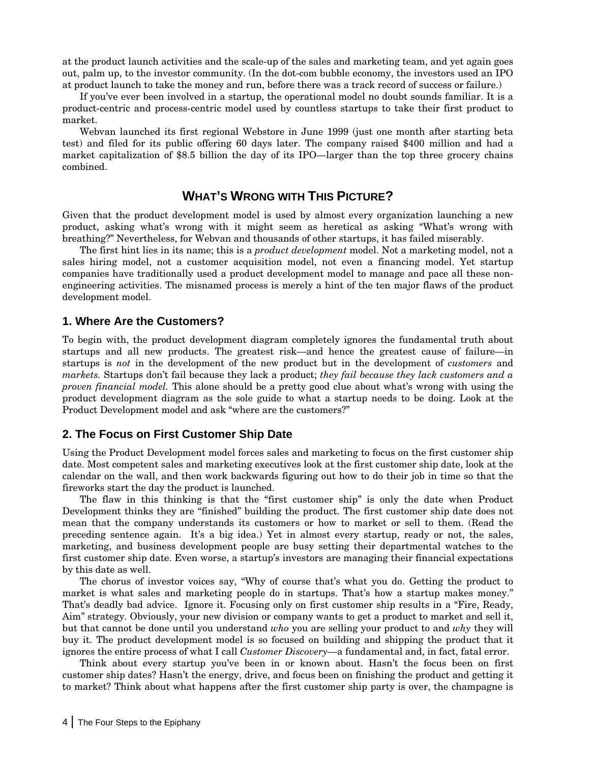at the product launch activities and the scale-up of the sales and marketing team, and yet again goes out, palm up, to the investor community. (In the dot-com bubble economy, the investors used an IPO at product launch to take the money and run, before there was a track record of success or failure.)

If you've ever been involved in a startup, the operational model no doubt sounds familiar. It is a product-centric and process-centric model used by countless startups to take their first product to market.

Webvan launched its first regional Webstore in June 1999 (just one month after starting beta test) and filed for its public offering 60 days later. The company raised $400 million and had a market capitalization of $8.5 billion the day of its IPO—larger than the top three grocery chains combined.

## WHAT'S WRONG WITH THIS PICTURE?

Given that the product development model is used by almost every organization launching a new product, asking what's wrong with it might seem as heretical as asking "What's wrong with breathing?" Nevertheless, for Webvan and thousands of other startups, it has failed miserably.

The first hint lies in its name; this is a *product development* model. Not a marketing model, not a sales hiring model, not a customer acquisition model, not even a financing model. Yet startup companies have traditionally used a product development model to manage and pace all these non-engineering activities. The misnamed process is merely a hint of the ten major flaws of the product development model.

### 1. Where Are the Customers?

To begin with, the product development diagram completely ignores the fundamental truth about startups and all new products. The greatest risk—and hence the greatest cause of failure—in startups is *not* in the development of the new product but in the development of *customers* and *markets.* Startups don't fail because they lack a product; *they fail because they lack customers and a proven financial model.* This alone should be a pretty good clue about what's wrong with using the product development diagram as the sole guide to what a startup needs to be doing. Look at the Product Development model and ask "where are the customers?"

### 2. The Focus on First Customer Ship Date

Using the Product Development model forces sales and marketing to focus on the first customer ship date. Most competent sales and marketing executives look at the first customer ship date, look at the calendar on the wall, and then work backwards figuring out how to do their job in time so that the fireworks start the day the product is launched.

The flaw in this thinking is that the "first customer ship" is only the date when Product Development thinks they are "finished" building the product. The first customer ship date does not mean that the company understands its customers or how to market or sell to them. (Read the preceding sentence again. It's a big idea.) Yet in almost every startup, ready or not, the sales, marketing, and business development people are busy setting their departmental watches to the first customer ship date. Even worse, a startup's investors are managing their financial expectations by this date as well.

The chorus of investor voices say, "Why of course that's what you do. Getting the product to market is what sales and marketing people do in startups. That's how a startup makes money." That's deadly bad advice. Ignore it. Focusing only on first customer ship results in a "Fire, Ready, Aim" strategy. Obviously, your new division or company wants to get a product to market and sell it, but that cannot be done until you understand *who* you are selling your product to and *why* they will buy it. The product development model is so focused on building and shipping the product that it ignores the entire process of what I call *Customer Discovery*—a fundamental and, in fact, fatal error.

Think about every startup you've been in or known about. Hasn't the focus been on first customer ship dates? Hasn't the energy, drive, and focus been on finishing the product and getting it to market? Think about what happens after the first customer ship party is over, the champagne is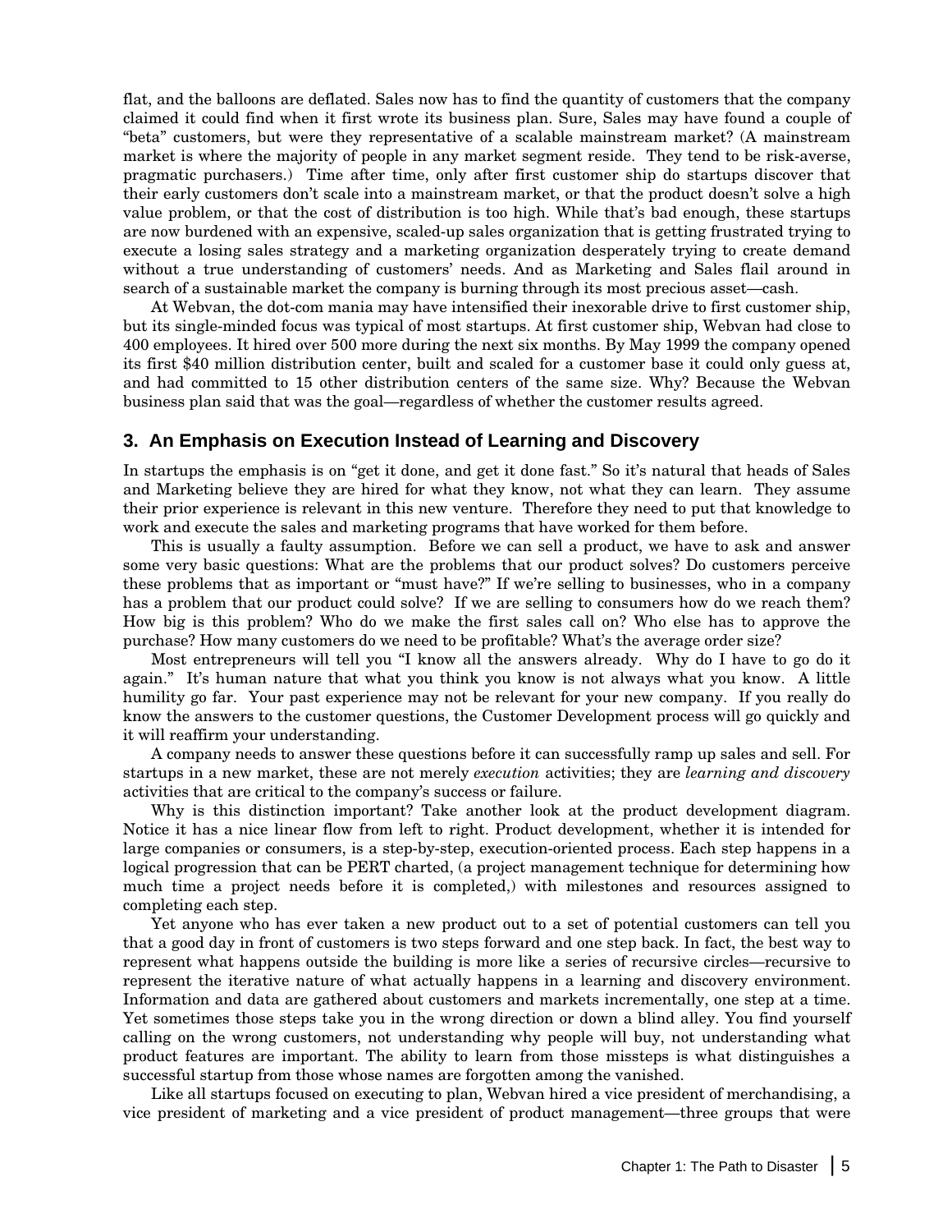flat, and the balloons are deflated. Sales now has to find the quantity of customers that the company claimed it could find when it first wrote its business plan. Sure, Sales may have found a couple of "beta" customers, but were they representative of a scalable mainstream market? (A mainstream market is where the majority of people in any market segment reside. They tend to be risk-averse, pragmatic purchasers.) Time after time, only after first customer ship do startups discover that their early customers don't scale into a mainstream market, or that the product doesn't solve a high value problem, or that the cost of distribution is too high. While that's bad enough, these startups are now burdened with an expensive, scaled-up sales organization that is getting frustrated trying to execute a losing sales strategy and a marketing organization desperately trying to create demand without a true understanding of customers' needs. And as Marketing and Sales flail around in search of a sustainable market the company is burning through its most precious asset—cash.

At Webvan, the dot-com mania may have intensified their inexorable drive to first customer ship, but its single-minded focus was typical of most startups. At first customer ship, Webvan had close to 400 employees. It hired over 500 more during the next six months. By May 1999 the company opened its first $40 million distribution center, built and scaled for a customer base it could only guess at, and had committed to 15 other distribution centers of the same size. Why? Because the Webvan business plan said that was the goal—regardless of whether the customer results agreed.

## 3. An Emphasis on Execution Instead of Learning and Discovery

In startups the emphasis is on "get it done, and get it done fast." So it's natural that heads of Sales and Marketing believe they are hired for what they know, not what they can learn. They assume their prior experience is relevant in this new venture. Therefore they need to put that knowledge to work and execute the sales and marketing programs that have worked for them before.

This is usually a faulty assumption. Before we can sell a product, we have to ask and answer some very basic questions: What are the problems that our product solves? Do customers perceive these problems that as important or "must have?" If we're selling to businesses, who in a company has a problem that our product could solve? If we are selling to consumers how do we reach them? How big is this problem? Who do we make the first sales call on? Who else has to approve the purchase? How many customers do we need to be profitable? What's the average order size?

Most entrepreneurs will tell you "I know all the answers already. Why do I have to go do it again." It's human nature that what you think you know is not always what you know. A little humility go far. Your past experience may not be relevant for your new company. If you really do know the answers to the customer questions, the Customer Development process will go quickly and it will reaffirm your understanding.

A company needs to answer these questions before it can successfully ramp up sales and sell. For startups in a new market, these are not merely *execution* activities; they are *learning and discovery* activities that are critical to the company's success or failure.

Why is this distinction important? Take another look at the product development diagram. Notice it has a nice linear flow from left to right. Product development, whether it is intended for large companies or consumers, is a step-by-step, execution-oriented process. Each step happens in a logical progression that can be PERT charted, (a project management technique for determining how much time a project needs before it is completed,) with milestones and resources assigned to completing each step.

Yet anyone who has ever taken a new product out to a set of potential customers can tell you that a good day in front of customers is two steps forward and one step back. In fact, the best way to represent what happens outside the building is more like a series of recursive circles—recursive to represent the iterative nature of what actually happens in a learning and discovery environment. Information and data are gathered about customers and markets incrementally, one step at a time. Yet sometimes those steps take you in the wrong direction or down a blind alley. You find yourself calling on the wrong customers, not understanding why people will buy, not understanding what product features are important. The ability to learn from those missteps is what distinguishes a successful startup from those whose names are forgotten among the vanished.

Like all startups focused on executing to plan, Webvan hired a vice president of merchandising, a vice president of marketing and a vice president of product management—three groups that were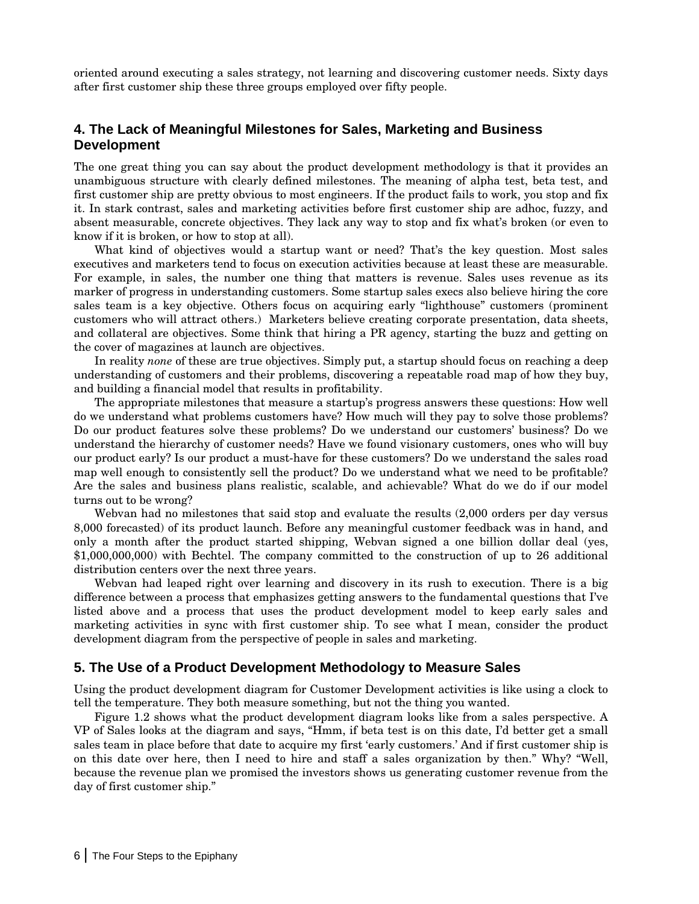oriented around executing a sales strategy, not learning and discovering customer needs. Sixty days after first customer ship these three groups employed over fifty people.

## 4. The Lack of Meaningful Milestones for Sales, Marketing and Business Development

The one great thing you can say about the product development methodology is that it provides an unambiguous structure with clearly defined milestones. The meaning of alpha test, beta test, and first customer ship are pretty obvious to most engineers. If the product fails to work, you stop and fix it. In stark contrast, sales and marketing activities before first customer ship are adhoc, fuzzy, and absent measurable, concrete objectives. They lack any way to stop and fix what's broken (or even to know if it is broken, or how to stop at all).

What kind of objectives would a startup want or need? That's the key question. Most sales executives and marketers tend to focus on execution activities because at least these are measurable. For example, in sales, the number one thing that matters is revenue. Sales uses revenue as its marker of progress in understanding customers. Some startup sales execs also believe hiring the core sales team is a key objective. Others focus on acquiring early "lighthouse" customers (prominent customers who will attract others.) Marketers believe creating corporate presentation, data sheets, and collateral are objectives. Some think that hiring a PR agency, starting the buzz and getting on the cover of magazines at launch are objectives.

In reality *none* of these are true objectives. Simply put, a startup should focus on reaching a deep understanding of customers and their problems, discovering a repeatable road map of how they buy, and building a financial model that results in profitability.

The appropriate milestones that measure a startup's progress answers these questions: How well do we understand what problems customers have? How much will they pay to solve those problems? Do our product features solve these problems? Do we understand our customers' business? Do we understand the hierarchy of customer needs? Have we found visionary customers, ones who will buy our product early? Is our product a must-have for these customers? Do we understand the sales road map well enough to consistently sell the product? Do we understand what we need to be profitable? Are the sales and business plans realistic, scalable, and achievable? What do we do if our model turns out to be wrong?

Webvan had no milestones that said stop and evaluate the results (2,000 orders per day versus 8,000 forecasted) of its product launch. Before any meaningful customer feedback was in hand, and only a month after the product started shipping, Webvan signed a one billion dollar deal (yes, $1,000,000,000) with Bechtel. The company committed to the construction of up to 26 additional distribution centers over the next three years.

Webvan had leaped right over learning and discovery in its rush to execution. There is a big difference between a process that emphasizes getting answers to the fundamental questions that I've listed above and a process that uses the product development model to keep early sales and marketing activities in sync with first customer ship. To see what I mean, consider the product development diagram from the perspective of people in sales and marketing.

## 5. The Use of a Product Development Methodology to Measure Sales

Using the product development diagram for Customer Development activities is like using a clock to tell the temperature. They both measure something, but not the thing you wanted.

Figure 1.2 shows what the product development diagram looks like from a sales perspective. A VP of Sales looks at the diagram and says, "Hmm, if beta test is on this date, I'd better get a small sales team in place before that date to acquire my first 'early customers.' And if first customer ship is on this date over here, then I need to hire and staff a sales organization by then." Why? "Well, because the revenue plan we promised the investors shows us generating customer revenue from the day of first customer ship."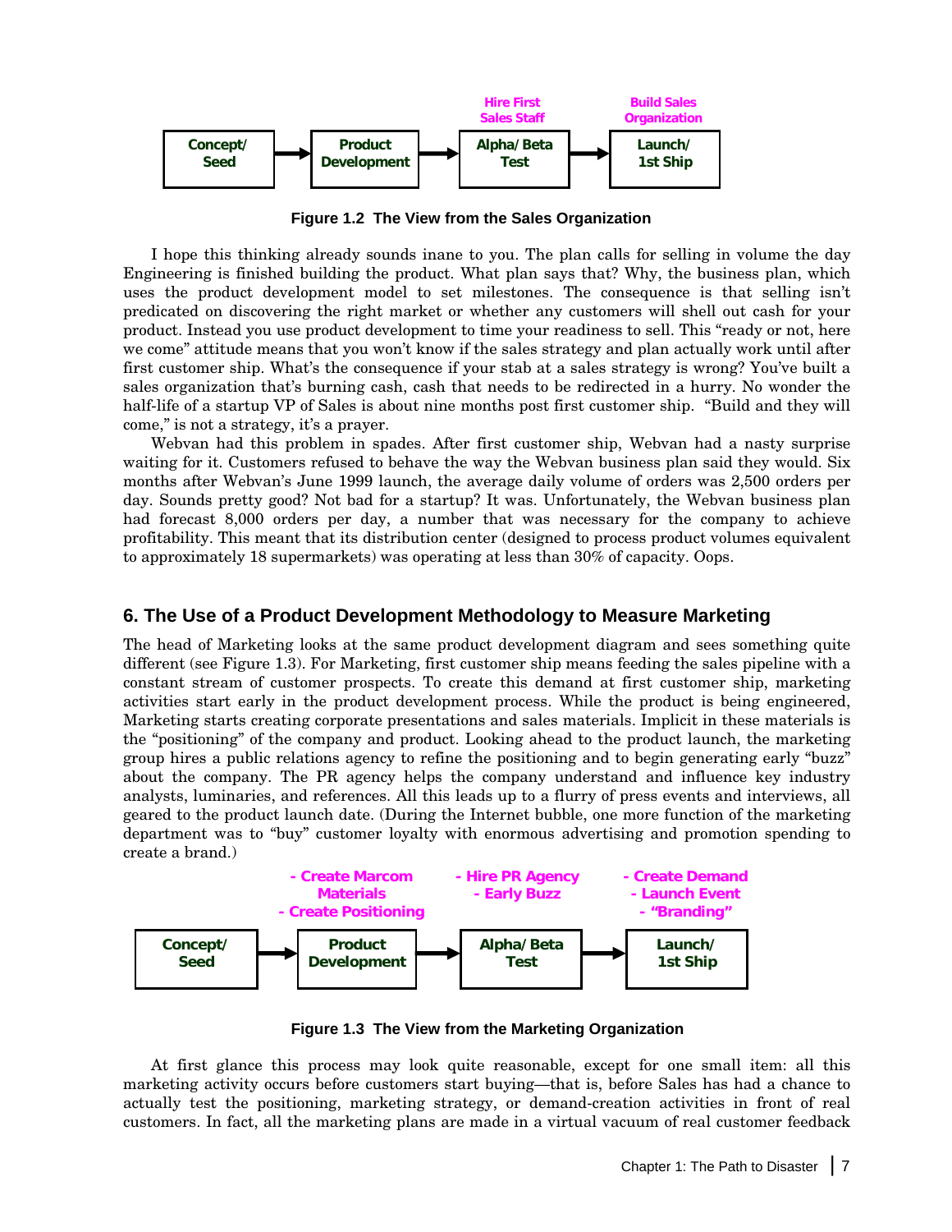Hire First Sales Staff

Build Sales Organization

Concept/ Seed → Product Development → Alpha/Beta Test → Launch/ 1st Ship

**Figure 1.2 The View from the Sales Organization**

I hope this thinking already sounds inane to you. The plan calls for selling in volume the day Engineering is finished building the product. What plan says that? Why, the business plan, which uses the product development model to set milestones. The consequence is that selling isn't predicated on discovering the right market or whether any customers will shell out cash for your product. Instead you use product development to time your readiness to sell. This "ready or not, here we come" attitude means that you won't know if the sales strategy and plan actually work until after first customer ship. What's the consequence if your stab at a sales strategy is wrong? You've built a sales organization that's burning cash, cash that needs to be redirected in a hurry. No wonder the half-life of a startup VP of Sales is about nine months post first customer ship. "Build and they will come," is not a strategy, it's a prayer.

Webvan had this problem in spades. After first customer ship, Webvan had a nasty surprise waiting for it. Customers refused to behave the way the Webvan business plan said they would. Six months after Webvan's June 1999 launch, the average daily volume of orders was 2,500 orders per day. Sounds pretty good? Not bad for a startup? It was. Unfortunately, the Webvan business plan had forecast 8,000 orders per day, a number that was necessary for the company to achieve profitability. This meant that its distribution center (designed to process product volumes equivalent to approximately 18 supermarkets) was operating at less than 30% of capacity. Oops.

## 6. The Use of a Product Development Methodology to Measure Marketing

The head of Marketing looks at the same product development diagram and sees something quite different (see Figure 1.3). For Marketing, first customer ship means feeding the sales pipeline with a constant stream of customer prospects. To create this demand at first customer ship, marketing activities start early in the product development process. While the product is being engineered, Marketing starts creating corporate presentations and sales materials. Implicit in these materials is the "positioning" of the company and product. Looking ahead to the product launch, the marketing group hires a public relations agency to refine the positioning and to begin generating early "buzz" about the company. The PR agency helps the company understand and influence key industry analysts, luminaries, and references. All this leads up to a flurry of press events and interviews, all geared to the product launch date. (During the Internet bubble, one more function of the marketing department was to "buy" customer loyalty with enormous advertising and promotion spending to create a brand.)

- Create Marcom Materials
- Create Positioning

- Hire PR Agency
- Early Buzz

- Create Demand
- Launch Event
- "Branding"

Concept/ Seed → Product Development → Alpha/Beta Test → Launch/ 1st Ship

**Figure 1.3 The View from the Marketing Organization**

At first glance this process may look quite reasonable, except for one small item: all this marketing activity occurs before customers start buying—that is, before Sales has had a chance to actually test the positioning, marketing strategy, or demand-creation activities in front of real customers. In fact, all the marketing plans are made in a virtual vacuum of real customer feedback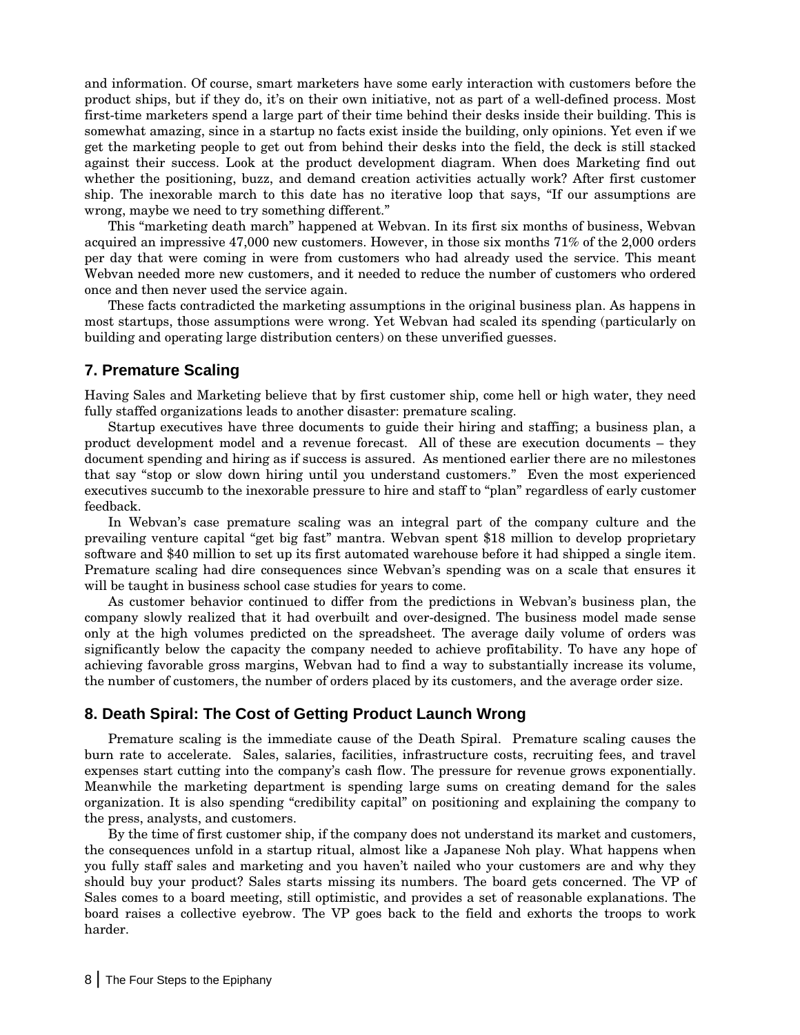and information. Of course, smart marketers have some early interaction with customers before the product ships, but if they do, it's on their own initiative, not as part of a well-defined process. Most first-time marketers spend a large part of their time behind their desks inside their building. This is somewhat amazing, since in a startup no facts exist inside the building, only opinions. Yet even if we get the marketing people to get out from behind their desks into the field, the deck is still stacked against their success. Look at the product development diagram. When does Marketing find out whether the positioning, buzz, and demand creation activities actually work? After first customer ship. The inexorable march to this date has no iterative loop that says, "If our assumptions are wrong, maybe we need to try something different."

This "marketing death march" happened at Webvan. In its first six months of business, Webvan acquired an impressive 47,000 new customers. However, in those six months 71% of the 2,000 orders per day that were coming in were from customers who had already used the service. This meant Webvan needed more new customers, and it needed to reduce the number of customers who ordered once and then never used the service again.

These facts contradicted the marketing assumptions in the original business plan. As happens in most startups, those assumptions were wrong. Yet Webvan had scaled its spending (particularly on building and operating large distribution centers) on these unverified guesses.

## 7. Premature Scaling

Having Sales and Marketing believe that by first customer ship, come hell or high water, they need fully staffed organizations leads to another disaster: premature scaling.

Startup executives have three documents to guide their hiring and staffing; a business plan, a product development model and a revenue forecast. All of these are execution documents – they document spending and hiring as if success is assured. As mentioned earlier there are no milestones that say "stop or slow down hiring until you understand customers." Even the most experienced executives succumb to the inexorable pressure to hire and staff to "plan" regardless of early customer feedback.

In Webvan's case premature scaling was an integral part of the company culture and the prevailing venture capital "get big fast" mantra. Webvan spent $18 million to develop proprietary software and $40 million to set up its first automated warehouse before it had shipped a single item. Premature scaling had dire consequences since Webvan's spending was on a scale that ensures it will be taught in business school case studies for years to come.

As customer behavior continued to differ from the predictions in Webvan's business plan, the company slowly realized that it had overbuilt and over-designed. The business model made sense only at the high volumes predicted on the spreadsheet. The average daily volume of orders was significantly below the capacity the company needed to achieve profitability. To have any hope of achieving favorable gross margins, Webvan had to find a way to substantially increase its volume, the number of customers, the number of orders placed by its customers, and the average order size.

## 8. Death Spiral: The Cost of Getting Product Launch Wrong

Premature scaling is the immediate cause of the Death Spiral. Premature scaling causes the burn rate to accelerate. Sales, salaries, facilities, infrastructure costs, recruiting fees, and travel expenses start cutting into the company's cash flow. The pressure for revenue grows exponentially. Meanwhile the marketing department is spending large sums on creating demand for the sales organization. It is also spending "credibility capital" on positioning and explaining the company to the press, analysts, and customers.

By the time of first customer ship, if the company does not understand its market and customers, the consequences unfold in a startup ritual, almost like a Japanese Noh play. What happens when you fully staff sales and marketing and you haven't nailed who your customers are and why they should buy your product? Sales starts missing its numbers. The board gets concerned. The VP of Sales comes to a board meeting, still optimistic, and provides a set of reasonable explanations. The board raises a collective eyebrow. The VP goes back to the field and exhorts the troops to work harder.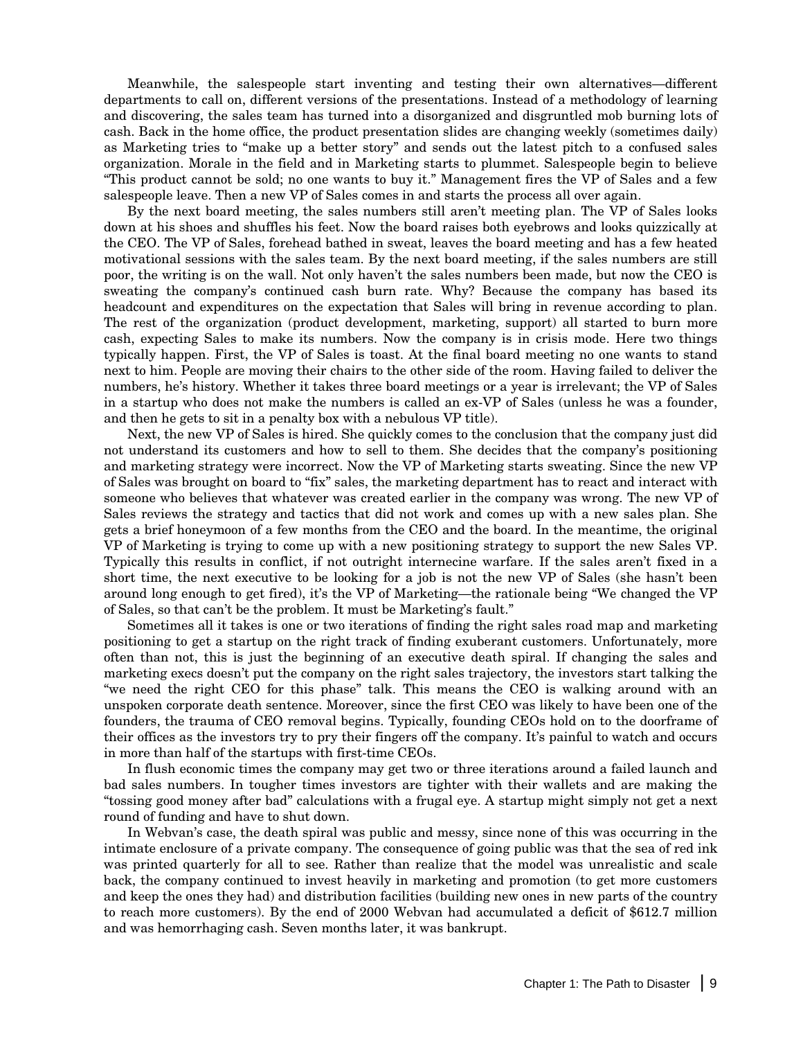Meanwhile, the salespeople start inventing and testing their own alternatives—different departments to call on, different versions of the presentations. Instead of a methodology of learning and discovering, the sales team has turned into a disorganized and disgruntled mob burning lots of cash. Back in the home office, the product presentation slides are changing weekly (sometimes daily) as Marketing tries to "make up a better story" and sends out the latest pitch to a confused sales organization. Morale in the field and in Marketing starts to plummet. Salespeople begin to believe "This product cannot be sold; no one wants to buy it." Management fires the VP of Sales and a few salespeople leave. Then a new VP of Sales comes in and starts the process all over again.

By the next board meeting, the sales numbers still aren't meeting plan. The VP of Sales looks down at his shoes and shuffles his feet. Now the board raises both eyebrows and looks quizzically at the CEO. The VP of Sales, forehead bathed in sweat, leaves the board meeting and has a few heated motivational sessions with the sales team. By the next board meeting, if the sales numbers are still poor, the writing is on the wall. Not only haven't the sales numbers been made, but now the CEO is sweating the company's continued cash burn rate. Why? Because the company has based its headcount and expenditures on the expectation that Sales will bring in revenue according to plan. The rest of the organization (product development, marketing, support) all started to burn more cash, expecting Sales to make its numbers. Now the company is in crisis mode. Here two things typically happen. First, the VP of Sales is toast. At the final board meeting no one wants to stand next to him. People are moving their chairs to the other side of the room. Having failed to deliver the numbers, he's history. Whether it takes three board meetings or a year is irrelevant; the VP of Sales in a startup who does not make the numbers is called an ex-VP of Sales (unless he was a founder, and then he gets to sit in a penalty box with a nebulous VP title).

Next, the new VP of Sales is hired. She quickly comes to the conclusion that the company just did not understand its customers and how to sell to them. She decides that the company's positioning and marketing strategy were incorrect. Now the VP of Marketing starts sweating. Since the new VP of Sales was brought on board to "fix" sales, the marketing department has to react and interact with someone who believes that whatever was created earlier in the company was wrong. The new VP of Sales reviews the strategy and tactics that did not work and comes up with a new sales plan. She gets a brief honeymoon of a few months from the CEO and the board. In the meantime, the original VP of Marketing is trying to come up with a new positioning strategy to support the new Sales VP. Typically this results in conflict, if not outright internecine warfare. If the sales aren't fixed in a short time, the next executive to be looking for a job is not the new VP of Sales (she hasn't been around long enough to get fired), it's the VP of Marketing—the rationale being "We changed the VP of Sales, so that can't be the problem. It must be Marketing's fault."

Sometimes all it takes is one or two iterations of finding the right sales road map and marketing positioning to get a startup on the right track of finding exuberant customers. Unfortunately, more often than not, this is just the beginning of an executive death spiral. If changing the sales and marketing execs doesn't put the company on the right sales trajectory, the investors start talking the "we need the right CEO for this phase" talk. This means the CEO is walking around with an unspoken corporate death sentence. Moreover, since the first CEO was likely to have been one of the founders, the trauma of CEO removal begins. Typically, founding CEOs hold on to the doorframe of their offices as the investors try to pry their fingers off the company. It's painful to watch and occurs in more than half of the startups with first-time CEOs.

In flush economic times the company may get two or three iterations around a failed launch and bad sales numbers. In tougher times investors are tighter with their wallets and are making the "tossing good money after bad" calculations with a frugal eye. A startup might simply not get a next round of funding and have to shut down.

In Webvan's case, the death spiral was public and messy, since none of this was occurring in the intimate enclosure of a private company. The consequence of going public was that the sea of red ink was printed quarterly for all to see. Rather than realize that the model was unrealistic and scale back, the company continued to invest heavily in marketing and promotion (to get more customers and keep the ones they had) and distribution facilities (building new ones in new parts of the country to reach more customers). By the end of 2000 Webvan had accumulated a deficit of $612.7 million and was hemorrhaging cash. Seven months later, it was bankrupt.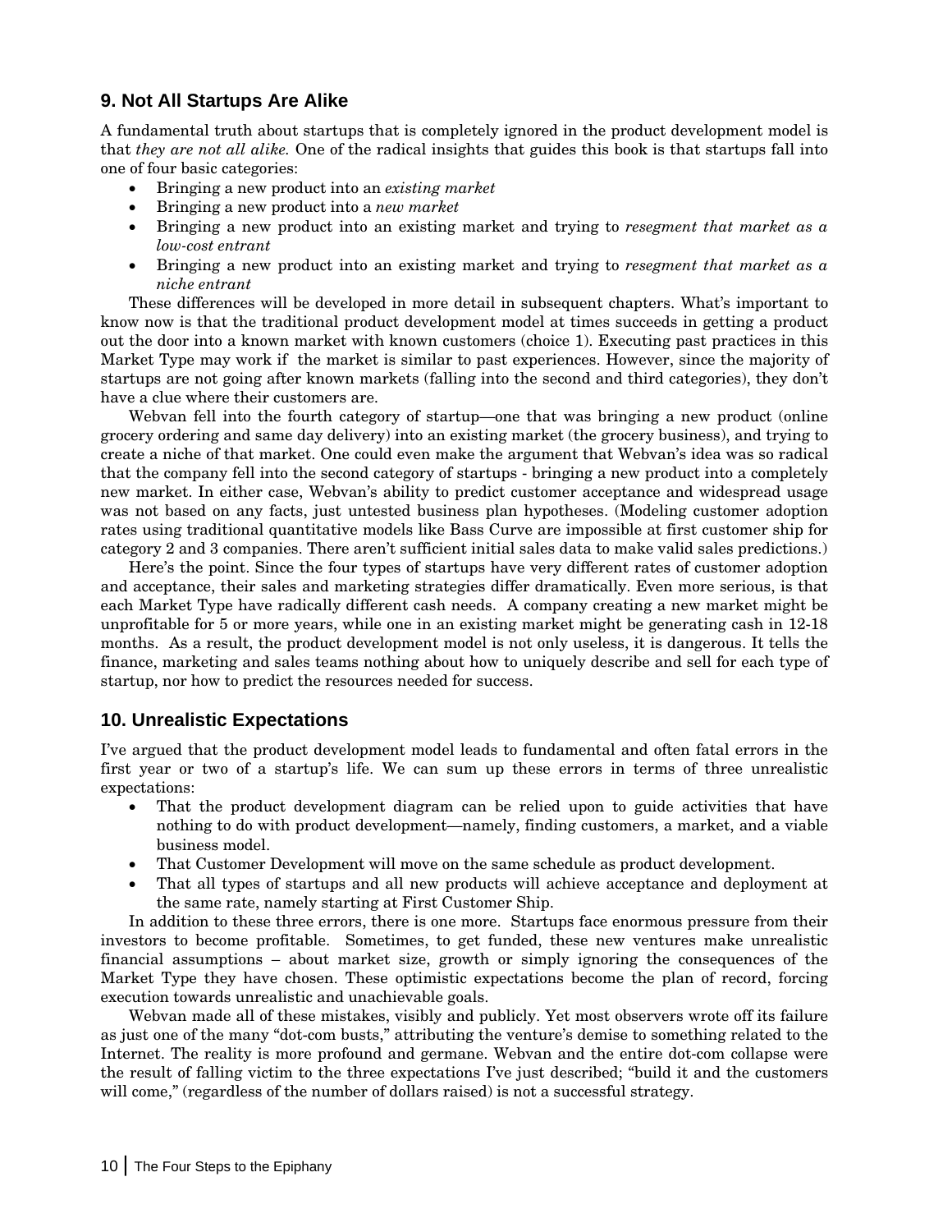## 9. Not All Startups Are Alike

A fundamental truth about startups that is completely ignored in the product development model is that *they are not all alike.* One of the radical insights that guides this book is that startups fall into one of four basic categories:

- Bringing a new product into an *existing market*
- Bringing a new product into a *new market*
- Bringing a new product into an existing market and trying to *resegment that market as a low-cost entrant*
- Bringing a new product into an existing market and trying to *resegment that market as a niche entrant*

These differences will be developed in more detail in subsequent chapters. What's important to know now is that the traditional product development model at times succeeds in getting a product out the door into a known market with known customers (choice 1). Executing past practices in this Market Type may work if the market is similar to past experiences. However, since the majority of startups are not going after known markets (falling into the second and third categories), they don't have a clue where their customers are.

Webvan fell into the fourth category of startup—one that was bringing a new product (online grocery ordering and same day delivery) into an existing market (the grocery business), and trying to create a niche of that market. One could even make the argument that Webvan's idea was so radical that the company fell into the second category of startups - bringing a new product into a completely new market. In either case, Webvan's ability to predict customer acceptance and widespread usage was not based on any facts, just untested business plan hypotheses. (Modeling customer adoption rates using traditional quantitative models like Bass Curve are impossible at first customer ship for category 2 and 3 companies. There aren't sufficient initial sales data to make valid sales predictions.)

Here's the point. Since the four types of startups have very different rates of customer adoption and acceptance, their sales and marketing strategies differ dramatically. Even more serious, is that each Market Type have radically different cash needs. A company creating a new market might be unprofitable for 5 or more years, while one in an existing market might be generating cash in 12-18 months. As a result, the product development model is not only useless, it is dangerous. It tells the finance, marketing and sales teams nothing about how to uniquely describe and sell for each type of startup, nor how to predict the resources needed for success.

## 10. Unrealistic Expectations

I've argued that the product development model leads to fundamental and often fatal errors in the first year or two of a startup's life. We can sum up these errors in terms of three unrealistic expectations:

- That the product development diagram can be relied upon to guide activities that have nothing to do with product development—namely, finding customers, a market, and a viable business model.
- That Customer Development will move on the same schedule as product development.
- That all types of startups and all new products will achieve acceptance and deployment at the same rate, namely starting at First Customer Ship.

In addition to these three errors, there is one more. Startups face enormous pressure from their investors to become profitable. Sometimes, to get funded, these new ventures make unrealistic financial assumptions – about market size, growth or simply ignoring the consequences of the Market Type they have chosen. These optimistic expectations become the plan of record, forcing execution towards unrealistic and unachievable goals.

Webvan made all of these mistakes, visibly and publicly. Yet most observers wrote off its failure as just one of the many "dot-com busts," attributing the venture's demise to something related to the Internet. The reality is more profound and germane. Webvan and the entire dot-com collapse were the result of falling victim to the three expectations I've just described; "build it and the customers will come," (regardless of the number of dollars raised) is not a successful strategy.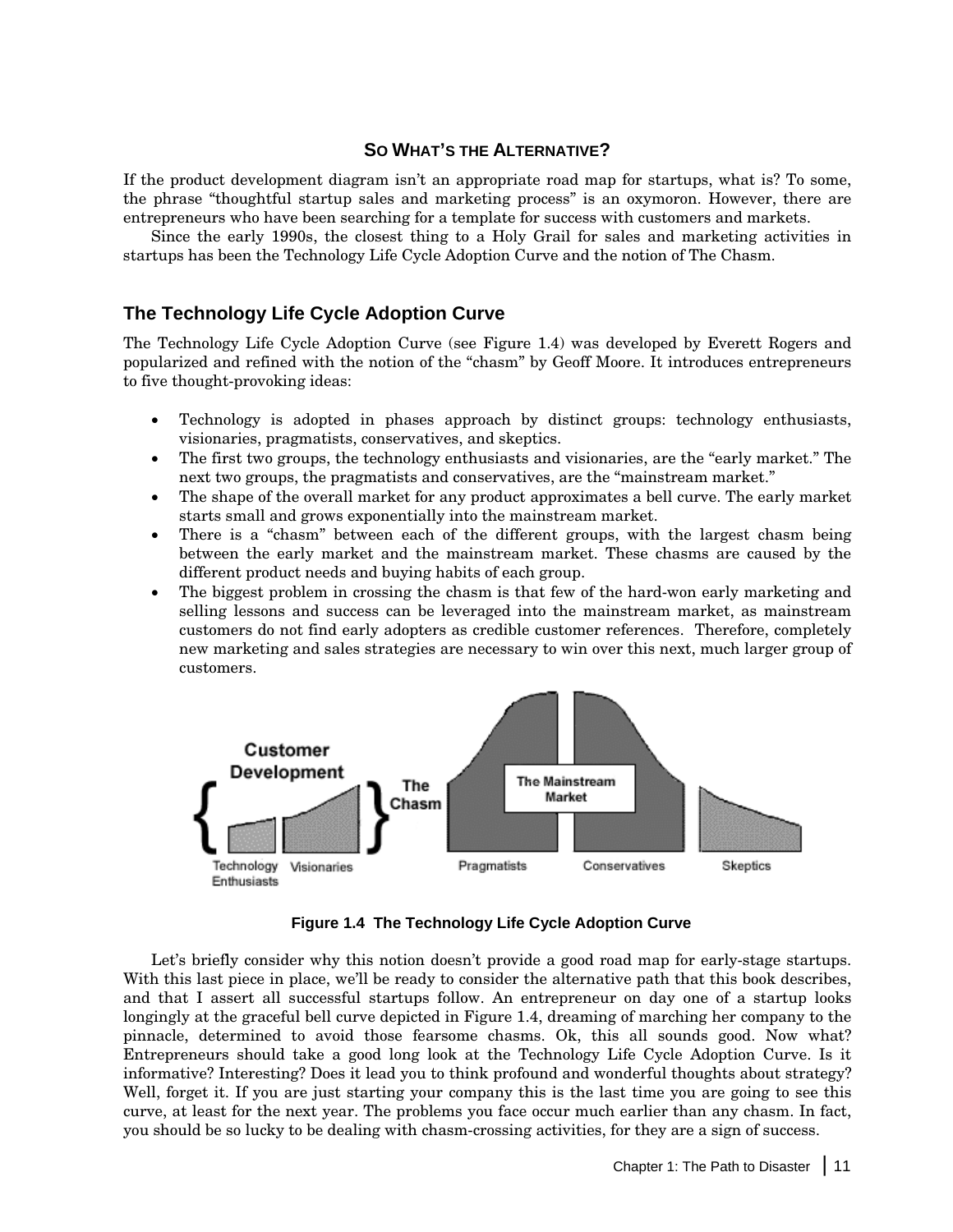### SO WHAT'S THE ALTERNATIVE?

If the product development diagram isn't an appropriate road map for startups, what is? To some, the phrase "thoughtful startup sales and marketing process" is an oxymoron. However, there are entrepreneurs who have been searching for a template for success with customers and markets.

Since the early 1990s, the closest thing to a Holy Grail for sales and marketing activities in startups has been the Technology Life Cycle Adoption Curve and the notion of The Chasm.

## The Technology Life Cycle Adoption Curve

The Technology Life Cycle Adoption Curve (see Figure 1.4) was developed by Everett Rogers and popularized and refined with the notion of the "chasm" by Geoff Moore. It introduces entrepreneurs to five thought-provoking ideas:

- Technology is adopted in phases approach by distinct groups: technology enthusiasts, visionaries, pragmatists, conservatives, and skeptics.
- The first two groups, the technology enthusiasts and visionaries, are the "early market." The next two groups, the pragmatists and conservatives, are the "mainstream market."
- The shape of the overall market for any product approximates a bell curve. The early market starts small and grows exponentially into the mainstream market.
- There is a "chasm" between each of the different groups, with the largest chasm being between the early market and the mainstream market. These chasms are caused by the different product needs and buying habits of each group.
- The biggest problem in crossing the chasm is that few of the hard-won early marketing and selling lessons and success can be leveraged into the mainstream market, as mainstream customers do not find early adopters as credible customer references. Therefore, completely new marketing and sales strategies are necessary to win over this next, much larger group of customers.

Customer Development

The Chasm

The Mainstream Market

Technology Enthusiasts

Visionaries

Pragmatists

Conservatives

Skeptics

**Figure 1.4 The Technology Life Cycle Adoption Curve**

Let's briefly consider why this notion doesn't provide a good road map for early-stage startups. With this last piece in place, we'll be ready to consider the alternative path that this book describes, and that I assert all successful startups follow. An entrepreneur on day one of a startup looks longingly at the graceful bell curve depicted in Figure 1.4, dreaming of marching her company to the pinnacle, determined to avoid those fearsome chasms. Ok, this all sounds good. Now what? Entrepreneurs should take a good long look at the Technology Life Cycle Adoption Curve. Is it informative? Interesting? Does it lead you to think profound and wonderful thoughts about strategy? Well, forget it. If you are just starting your company this is the last time you are going to see this curve, at least for the next year. The problems you face occur much earlier than any chasm. In fact, you should be so lucky to be dealing with chasm-crossing activities, for they are a sign of success.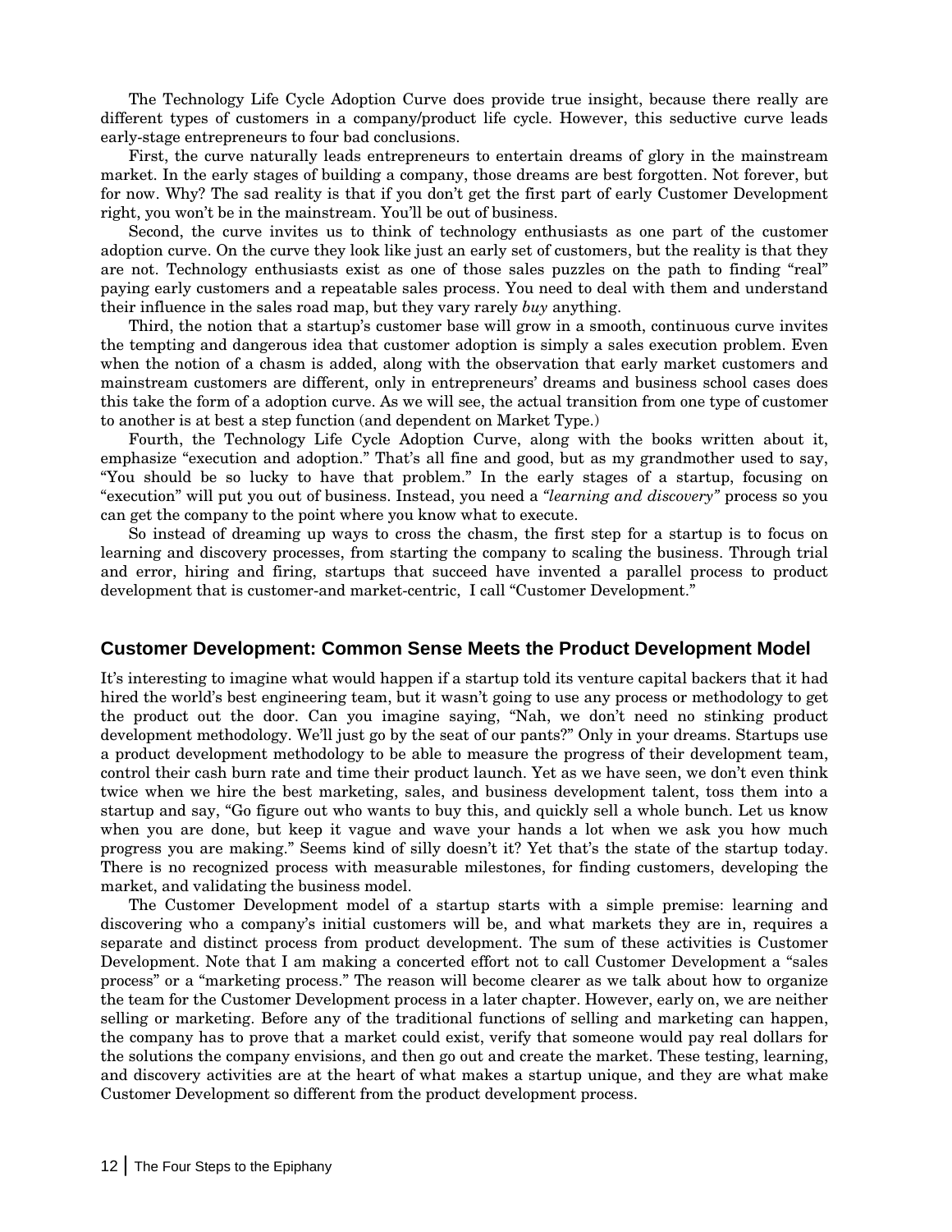The Technology Life Cycle Adoption Curve does provide true insight, because there really are different types of customers in a company/product life cycle. However, this seductive curve leads early-stage entrepreneurs to four bad conclusions.

First, the curve naturally leads entrepreneurs to entertain dreams of glory in the mainstream market. In the early stages of building a company, those dreams are best forgotten. Not forever, but for now. Why? The sad reality is that if you don't get the first part of early Customer Development right, you won't be in the mainstream. You'll be out of business.

Second, the curve invites us to think of technology enthusiasts as one part of the customer adoption curve. On the curve they look like just an early set of customers, but the reality is that they are not. Technology enthusiasts exist as one of those sales puzzles on the path to finding "real" paying early customers and a repeatable sales process. You need to deal with them and understand their influence in the sales road map, but they vary rarely *buy* anything.

Third, the notion that a startup's customer base will grow in a smooth, continuous curve invites the tempting and dangerous idea that customer adoption is simply a sales execution problem. Even when the notion of a chasm is added, along with the observation that early market customers and mainstream customers are different, only in entrepreneurs' dreams and business school cases does this take the form of a adoption curve. As we will see, the actual transition from one type of customer to another is at best a step function (and dependent on Market Type.)

Fourth, the Technology Life Cycle Adoption Curve, along with the books written about it, emphasize "execution and adoption." That's all fine and good, but as my grandmother used to say, "You should be so lucky to have that problem." In the early stages of a startup, focusing on "execution" will put you out of business. Instead, you need a *"learning and discovery"* process so you can get the company to the point where you know what to execute.

So instead of dreaming up ways to cross the chasm, the first step for a startup is to focus on learning and discovery processes, from starting the company to scaling the business. Through trial and error, hiring and firing, startups that succeed have invented a parallel process to product development that is customer-and market-centric, I call "Customer Development."

## Customer Development: Common Sense Meets the Product Development Model

It's interesting to imagine what would happen if a startup told its venture capital backers that it had hired the world's best engineering team, but it wasn't going to use any process or methodology to get the product out the door. Can you imagine saying, "Nah, we don't need no stinking product development methodology. We'll just go by the seat of our pants?" Only in your dreams. Startups use a product development methodology to be able to measure the progress of their development team, control their cash burn rate and time their product launch. Yet as we have seen, we don't even think twice when we hire the best marketing, sales, and business development talent, toss them into a startup and say, "Go figure out who wants to buy this, and quickly sell a whole bunch. Let us know when you are done, but keep it vague and wave your hands a lot when we ask you how much progress you are making." Seems kind of silly doesn't it? Yet that's the state of the startup today. There is no recognized process with measurable milestones, for finding customers, developing the market, and validating the business model.

The Customer Development model of a startup starts with a simple premise: learning and discovering who a company's initial customers will be, and what markets they are in, requires a separate and distinct process from product development. The sum of these activities is Customer Development. Note that I am making a concerted effort not to call Customer Development a "sales process" or a "marketing process." The reason will become clearer as we talk about how to organize the team for the Customer Development process in a later chapter. However, early on, we are neither selling or marketing. Before any of the traditional functions of selling and marketing can happen, the company has to prove that a market could exist, verify that someone would pay real dollars for the solutions the company envisions, and then go out and create the market. These testing, learning, and discovery activities are at the heart of what makes a startup unique, and they are what make Customer Development so different from the product development process.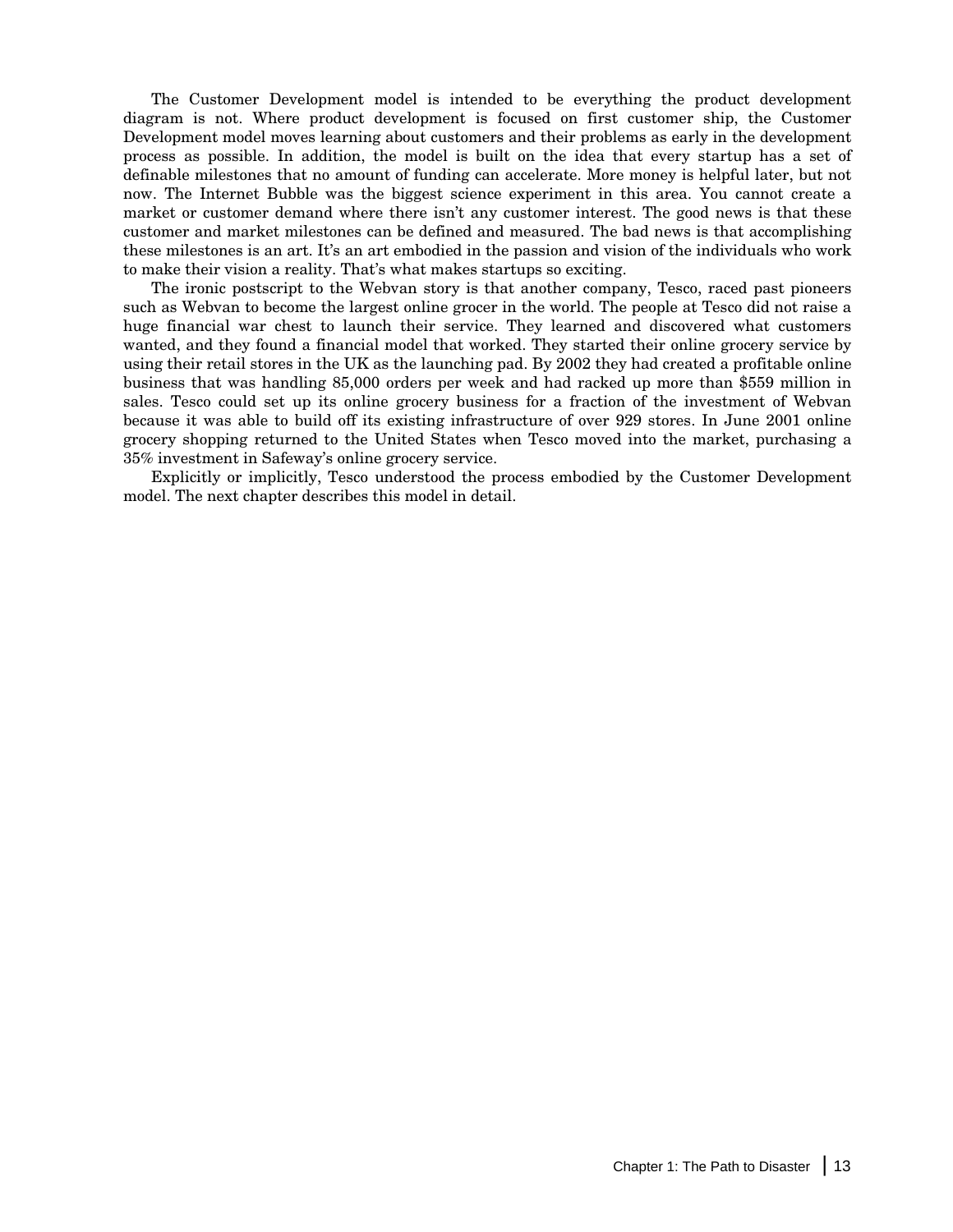The Customer Development model is intended to be everything the product development diagram is not. Where product development is focused on first customer ship, the Customer Development model moves learning about customers and their problems as early in the development process as possible. In addition, the model is built on the idea that every startup has a set of definable milestones that no amount of funding can accelerate. More money is helpful later, but not now. The Internet Bubble was the biggest science experiment in this area. You cannot create a market or customer demand where there isn't any customer interest. The good news is that these customer and market milestones can be defined and measured. The bad news is that accomplishing these milestones is an art. It's an art embodied in the passion and vision of the individuals who work to make their vision a reality. That's what makes startups so exciting.

The ironic postscript to the Webvan story is that another company, Tesco, raced past pioneers such as Webvan to become the largest online grocer in the world. The people at Tesco did not raise a huge financial war chest to launch their service. They learned and discovered what customers wanted, and they found a financial model that worked. They started their online grocery service by using their retail stores in the UK as the launching pad. By 2002 they had created a profitable online business that was handling 85,000 orders per week and had racked up more than $559 million in sales. Tesco could set up its online grocery business for a fraction of the investment of Webvan because it was able to build off its existing infrastructure of over 929 stores. In June 2001 online grocery shopping returned to the United States when Tesco moved into the market, purchasing a 35% investment in Safeway's online grocery service.

Explicitly or implicitly, Tesco understood the process embodied by the Customer Development model. The next chapter describes this model in detail.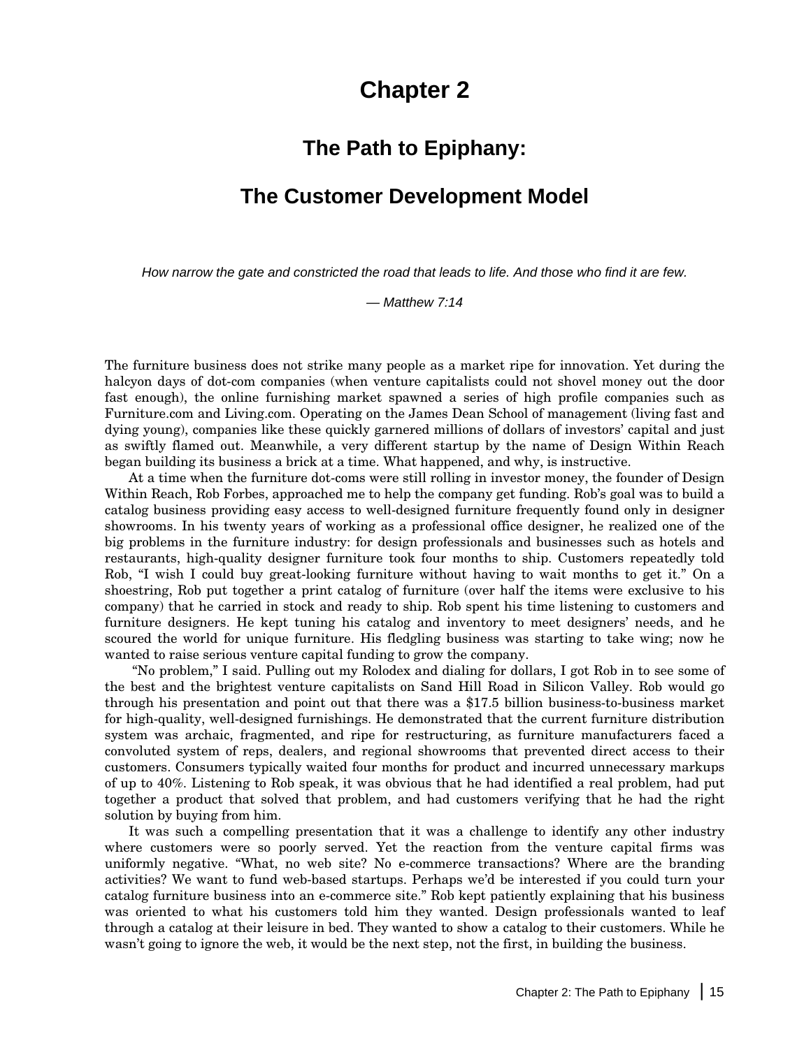# Chapter 2

## The Path to Epiphany:

## The Customer Development Model

*How narrow the gate and constricted the road that leads to life. And those who find it are few.*

*— Matthew 7:14*

The furniture business does not strike many people as a market ripe for innovation. Yet during the halcyon days of dot-com companies (when venture capitalists could not shovel money out the door fast enough), the online furnishing market spawned a series of high profile companies such as Furniture.com and Living.com. Operating on the James Dean School of management (living fast and dying young), companies like these quickly garnered millions of dollars of investors' capital and just as swiftly flamed out. Meanwhile, a very different startup by the name of Design Within Reach began building its business a brick at a time. What happened, and why, is instructive.

At a time when the furniture dot-coms were still rolling in investor money, the founder of Design Within Reach, Rob Forbes, approached me to help the company get funding. Rob's goal was to build a catalog business providing easy access to well-designed furniture frequently found only in designer showrooms. In his twenty years of working as a professional office designer, he realized one of the big problems in the furniture industry: for design professionals and businesses such as hotels and restaurants, high-quality designer furniture took four months to ship. Customers repeatedly told Rob, "I wish I could buy great-looking furniture without having to wait months to get it." On a shoestring, Rob put together a print catalog of furniture (over half the items were exclusive to his company) that he carried in stock and ready to ship. Rob spent his time listening to customers and furniture designers. He kept tuning his catalog and inventory to meet designers' needs, and he scoured the world for unique furniture. His fledgling business was starting to take wing; now he wanted to raise serious venture capital funding to grow the company.

"No problem," I said. Pulling out my Rolodex and dialing for dollars, I got Rob in to see some of the best and the brightest venture capitalists on Sand Hill Road in Silicon Valley. Rob would go through his presentation and point out that there was a $17.5 billion business-to-business market for high-quality, well-designed furnishings. He demonstrated that the current furniture distribution system was archaic, fragmented, and ripe for restructuring, as furniture manufacturers faced a convoluted system of reps, dealers, and regional showrooms that prevented direct access to their customers. Consumers typically waited four months for product and incurred unnecessary markups of up to 40%. Listening to Rob speak, it was obvious that he had identified a real problem, had put together a product that solved that problem, and had customers verifying that he had the right solution by buying from him.

It was such a compelling presentation that it was a challenge to identify any other industry where customers were so poorly served. Yet the reaction from the venture capital firms was uniformly negative. "What, no web site? No e-commerce transactions? Where are the branding activities? We want to fund web-based startups. Perhaps we'd be interested if you could turn your catalog furniture business into an e-commerce site." Rob kept patiently explaining that his business was oriented to what his customers told him they wanted. Design professionals wanted to leaf through a catalog at their leisure in bed. They wanted to show a catalog to their customers. While he wasn't going to ignore the web, it would be the next step, not the first, in building the business.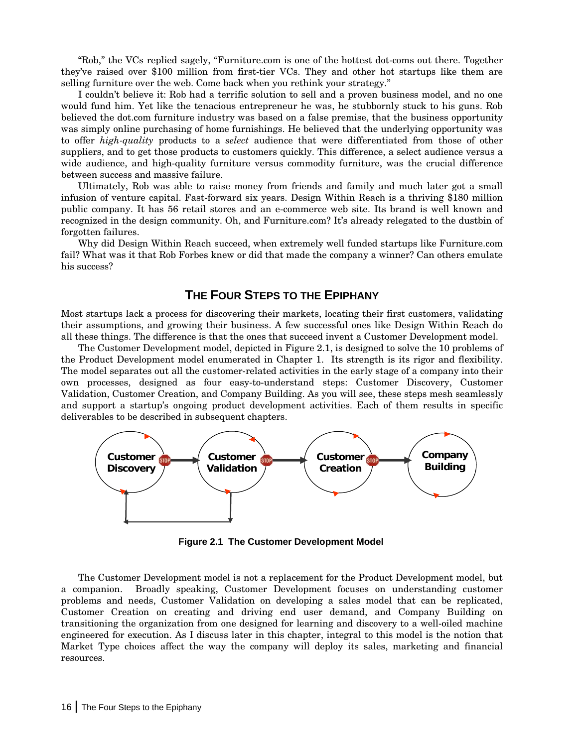"Rob," the VCs replied sagely, "Furniture.com is one of the hottest dot-coms out there. Together they've raised over $100 million from first-tier VCs. They and other hot startups like them are selling furniture over the web. Come back when you rethink your strategy."

I couldn't believe it: Rob had a terrific solution to sell and a proven business model, and no one would fund him. Yet like the tenacious entrepreneur he was, he stubbornly stuck to his guns. Rob believed the dot.com furniture industry was based on a false premise, that the business opportunity was simply online purchasing of home furnishings. He believed that the underlying opportunity was to offer *high-quality* products to a *select* audience that were differentiated from those of other suppliers, and to get those products to customers quickly. This difference, a select audience versus a wide audience, and high-quality furniture versus commodity furniture, was the crucial difference between success and massive failure.

Ultimately, Rob was able to raise money from friends and family and much later got a small infusion of venture capital. Fast-forward six years. Design Within Reach is a thriving $180 million public company. It has 56 retail stores and an e-commerce web site. Its brand is well known and recognized in the design community. Oh, and Furniture.com? It's already relegated to the dustbin of forgotten failures.

Why did Design Within Reach succeed, when extremely well funded startups like Furniture.com fail? What was it that Rob Forbes knew or did that made the company a winner? Can others emulate his success?

## The Four Steps to the Epiphany

Most startups lack a process for discovering their markets, locating their first customers, validating their assumptions, and growing their business. A few successful ones like Design Within Reach do all these things. The difference is that the ones that succeed invent a Customer Development model.

The Customer Development model, depicted in Figure 2.1, is designed to solve the 10 problems of the Product Development model enumerated in Chapter 1. Its strength is its rigor and flexibility. The model separates out all the customer-related activities in the early stage of a company into their own processes, designed as four easy-to-understand steps: Customer Discovery, Customer Validation, Customer Creation, and Company Building. As you will see, these steps mesh seamlessly and support a startup's ongoing product development activities. Each of them results in specific deliverables to be described in subsequent chapters.

Customer Discovery
STOP
Customer Validation
STOP
Customer Creation
STOP
Company Building

**Figure 2.1 The Customer Development Model**

The Customer Development model is not a replacement for the Product Development model, but a companion. Broadly speaking, Customer Development focuses on understanding customer problems and needs, Customer Validation on developing a sales model that can be replicated, Customer Creation on creating and driving end user demand, and Company Building on transitioning the organization from one designed for learning and discovery to a well-oiled machine engineered for execution. As I discuss later in this chapter, integral to this model is the notion that Market Type choices affect the way the company will deploy its sales, marketing and financial resources.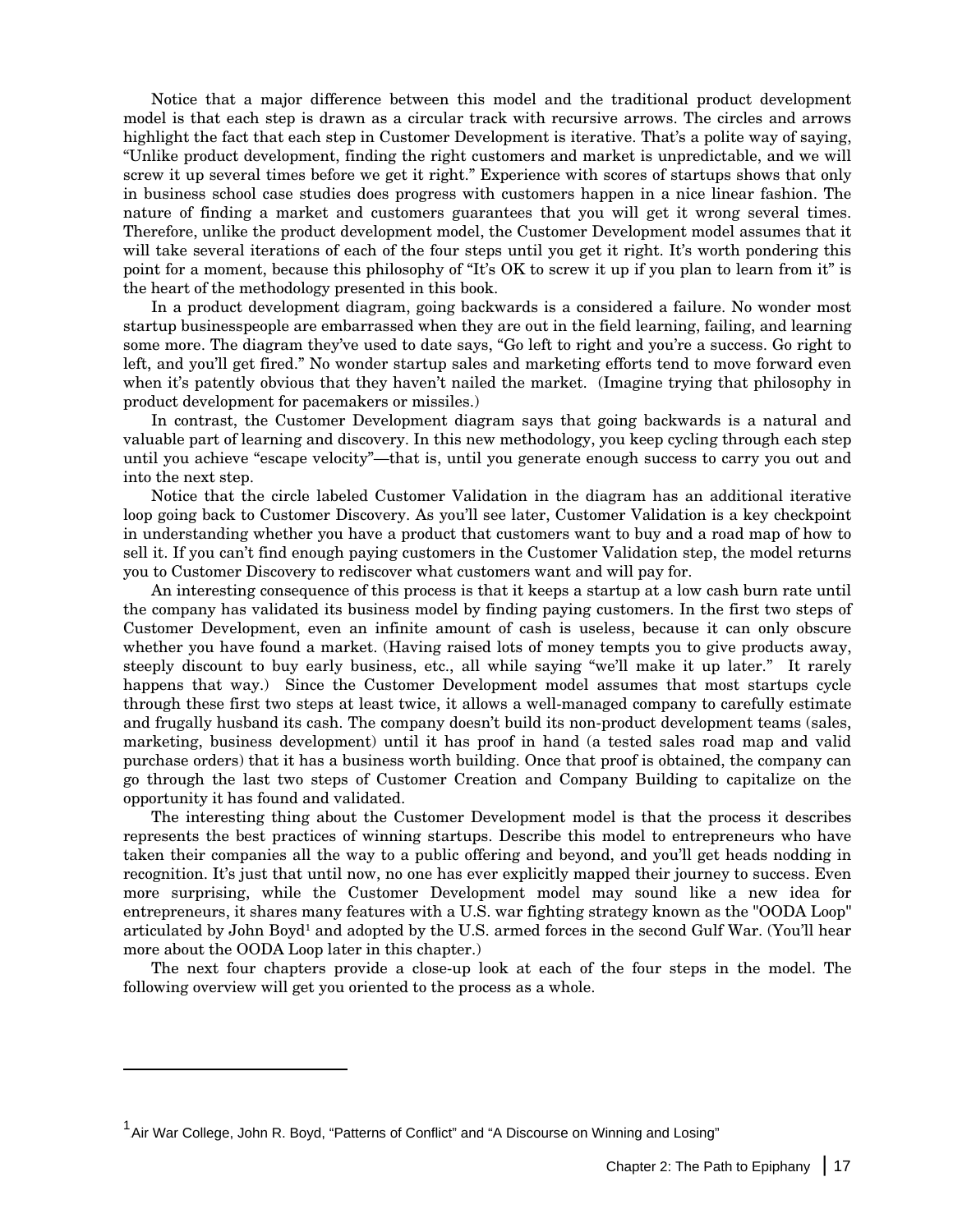Notice that a major difference between this model and the traditional product development model is that each step is drawn as a circular track with recursive arrows. The circles and arrows highlight the fact that each step in Customer Development is iterative. That's a polite way of saying, "Unlike product development, finding the right customers and market is unpredictable, and we will screw it up several times before we get it right." Experience with scores of startups shows that only in business school case studies does progress with customers happen in a nice linear fashion. The nature of finding a market and customers guarantees that you will get it wrong several times. Therefore, unlike the product development model, the Customer Development model assumes that it will take several iterations of each of the four steps until you get it right. It's worth pondering this point for a moment, because this philosophy of "It's OK to screw it up if you plan to learn from it" is the heart of the methodology presented in this book.

In a product development diagram, going backwards is a considered a failure. No wonder most startup businesspeople are embarrassed when they are out in the field learning, failing, and learning some more. The diagram they've used to date says, "Go left to right and you're a success. Go right to left, and you'll get fired." No wonder startup sales and marketing efforts tend to move forward even when it's patently obvious that they haven't nailed the market. (Imagine trying that philosophy in product development for pacemakers or missiles.)

In contrast, the Customer Development diagram says that going backwards is a natural and valuable part of learning and discovery. In this new methodology, you keep cycling through each step until you achieve "escape velocity"—that is, until you generate enough success to carry you out and into the next step.

Notice that the circle labeled Customer Validation in the diagram has an additional iterative loop going back to Customer Discovery. As you'll see later, Customer Validation is a key checkpoint in understanding whether you have a product that customers want to buy and a road map of how to sell it. If you can't find enough paying customers in the Customer Validation step, the model returns you to Customer Discovery to rediscover what customers want and will pay for.

An interesting consequence of this process is that it keeps a startup at a low cash burn rate until the company has validated its business model by finding paying customers. In the first two steps of Customer Development, even an infinite amount of cash is useless, because it can only obscure whether you have found a market. (Having raised lots of money tempts you to give products away, steeply discount to buy early business, etc., all while saying "we'll make it up later." It rarely happens that way.) Since the Customer Development model assumes that most startups cycle through these first two steps at least twice, it allows a well-managed company to carefully estimate and frugally husband its cash. The company doesn't build its non-product development teams (sales, marketing, business development) until it has proof in hand (a tested sales road map and valid purchase orders) that it has a business worth building. Once that proof is obtained, the company can go through the last two steps of Customer Creation and Company Building to capitalize on the opportunity it has found and validated.

The interesting thing about the Customer Development model is that the process it describes represents the best practices of winning startups. Describe this model to entrepreneurs who have taken their companies all the way to a public offering and beyond, and you'll get heads nodding in recognition. It's just that until now, no one has ever explicitly mapped their journey to success. Even more surprising, while the Customer Development model may sound like a new idea for entrepreneurs, it shares many features with a U.S. war fighting strategy known as the "OODA Loop" articulated by John Boyd[1] and adopted by the U.S. armed forces in the second Gulf War. (You'll hear more about the OODA Loop later in this chapter.)

The next four chapters provide a close-up look at each of the four steps in the model. The following overview will get you oriented to the process as a whole.

---

[1] Air War College, John R. Boyd, "Patterns of Conflict" and "A Discourse on Winning and Losing"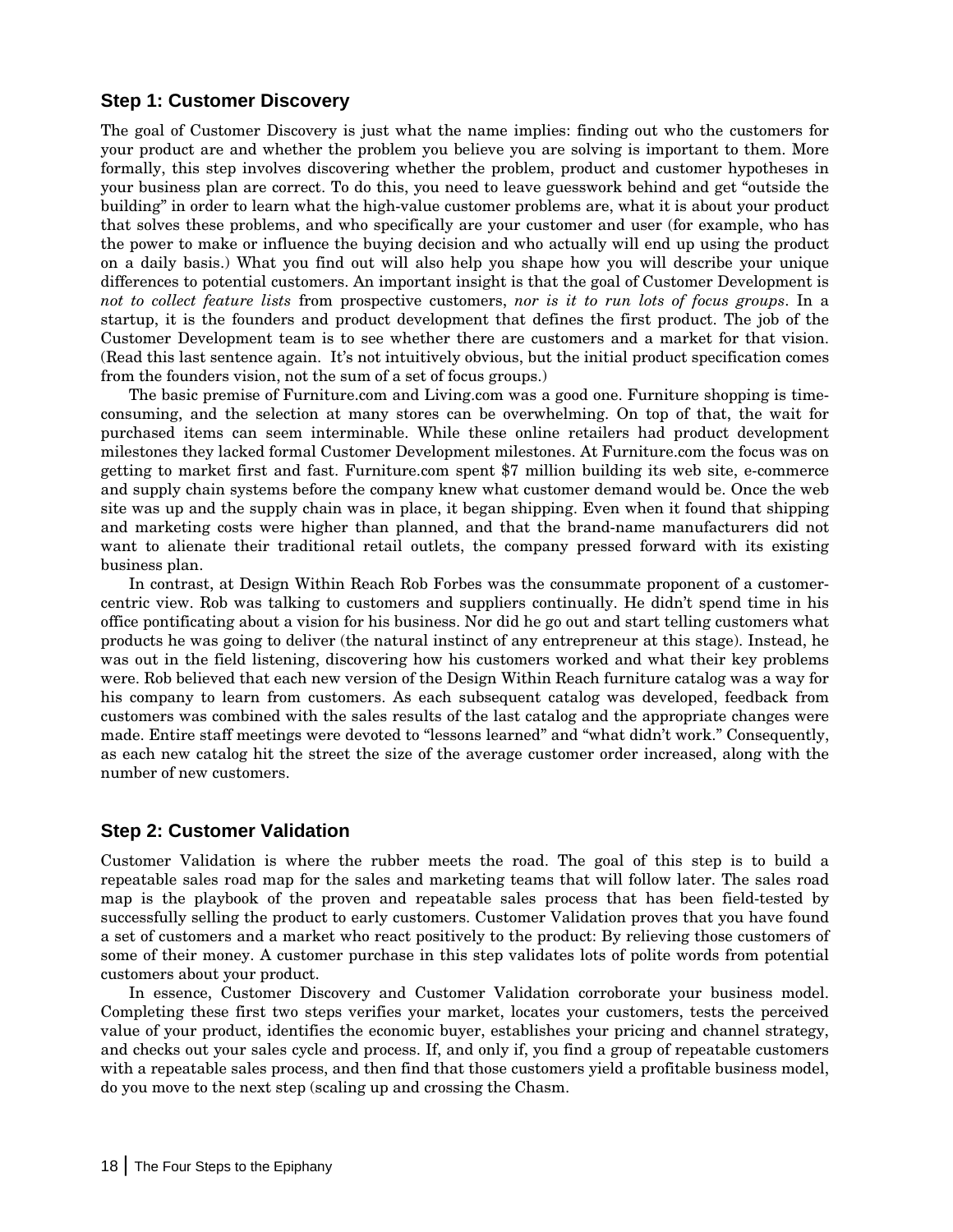### Step 1: Customer Discovery

The goal of Customer Discovery is just what the name implies: finding out who the customers for your product are and whether the problem you believe you are solving is important to them. More formally, this step involves discovering whether the problem, product and customer hypotheses in your business plan are correct. To do this, you need to leave guesswork behind and get "outside the building" in order to learn what the high-value customer problems are, what it is about your product that solves these problems, and who specifically are your customer and user (for example, who has the power to make or influence the buying decision and who actually will end up using the product on a daily basis.) What you find out will also help you shape how you will describe your unique differences to potential customers. An important insight is that the goal of Customer Development is *not to collect feature lists* from prospective customers, *nor is it to run lots of focus groups*. In a startup, it is the founders and product development that defines the first product. The job of the Customer Development team is to see whether there are customers and a market for that vision. (Read this last sentence again. It's not intuitively obvious, but the initial product specification comes from the founders vision, not the sum of a set of focus groups.)

The basic premise of Furniture.com and Living.com was a good one. Furniture shopping is time-consuming, and the selection at many stores can be overwhelming. On top of that, the wait for purchased items can seem interminable. While these online retailers had product development milestones they lacked formal Customer Development milestones. At Furniture.com the focus was on getting to market first and fast. Furniture.com spent $7 million building its web site, e-commerce and supply chain systems before the company knew what customer demand would be. Once the web site was up and the supply chain was in place, it began shipping. Even when it found that shipping and marketing costs were higher than planned, and that the brand-name manufacturers did not want to alienate their traditional retail outlets, the company pressed forward with its existing business plan.

In contrast, at Design Within Reach Rob Forbes was the consummate proponent of a customer-centric view. Rob was talking to customers and suppliers continually. He didn't spend time in his office pontificating about a vision for his business. Nor did he go out and start telling customers what products he was going to deliver (the natural instinct of any entrepreneur at this stage). Instead, he was out in the field listening, discovering how his customers worked and what their key problems were. Rob believed that each new version of the Design Within Reach furniture catalog was a way for his company to learn from customers. As each subsequent catalog was developed, feedback from customers was combined with the sales results of the last catalog and the appropriate changes were made. Entire staff meetings were devoted to "lessons learned" and "what didn't work." Consequently, as each new catalog hit the street the size of the average customer order increased, along with the number of new customers.

### Step 2: Customer Validation

Customer Validation is where the rubber meets the road. The goal of this step is to build a repeatable sales road map for the sales and marketing teams that will follow later. The sales road map is the playbook of the proven and repeatable sales process that has been field-tested by successfully selling the product to early customers. Customer Validation proves that you have found a set of customers and a market who react positively to the product: By relieving those customers of some of their money. A customer purchase in this step validates lots of polite words from potential customers about your product.

In essence, Customer Discovery and Customer Validation corroborate your business model. Completing these first two steps verifies your market, locates your customers, tests the perceived value of your product, identifies the economic buyer, establishes your pricing and channel strategy, and checks out your sales cycle and process. If, and only if, you find a group of repeatable customers with a repeatable sales process, and then find that those customers yield a profitable business model, do you move to the next step (scaling up and crossing the Chasm.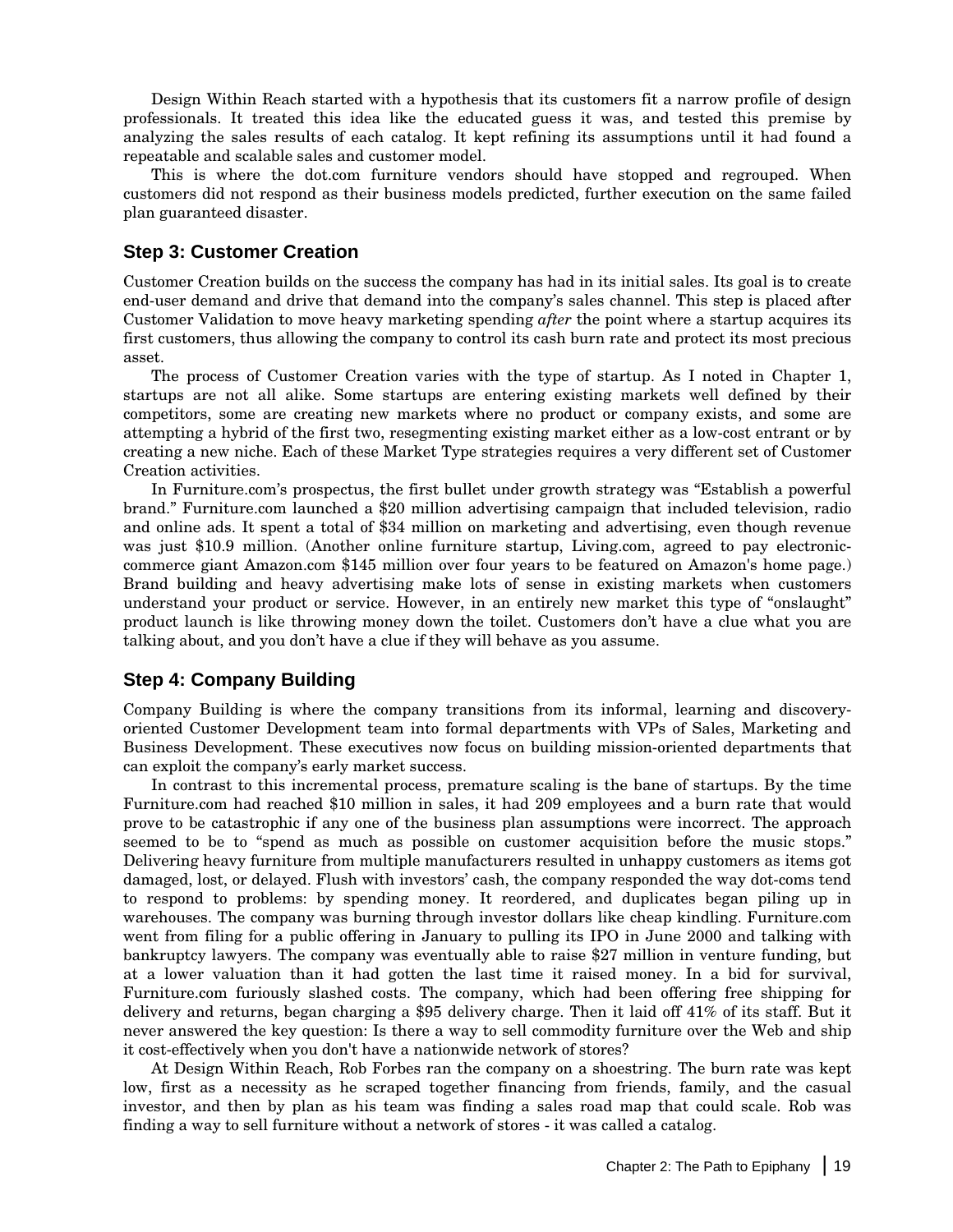Design Within Reach started with a hypothesis that its customers fit a narrow profile of design professionals. It treated this idea like the educated guess it was, and tested this premise by analyzing the sales results of each catalog. It kept refining its assumptions until it had found a repeatable and scalable sales and customer model.

This is where the dot.com furniture vendors should have stopped and regrouped. When customers did not respond as their business models predicted, further execution on the same failed plan guaranteed disaster.

## Step 3: Customer Creation

Customer Creation builds on the success the company has had in its initial sales. Its goal is to create end-user demand and drive that demand into the company's sales channel. This step is placed after Customer Validation to move heavy marketing spending *after* the point where a startup acquires its first customers, thus allowing the company to control its cash burn rate and protect its most precious asset.

The process of Customer Creation varies with the type of startup. As I noted in Chapter 1, startups are not all alike. Some startups are entering existing markets well defined by their competitors, some are creating new markets where no product or company exists, and some are attempting a hybrid of the first two, resegmenting existing market either as a low-cost entrant or by creating a new niche. Each of these Market Type strategies requires a very different set of Customer Creation activities.

In Furniture.com's prospectus, the first bullet under growth strategy was "Establish a powerful brand." Furniture.com launched a $20 million advertising campaign that included television, radio and online ads. It spent a total of $34 million on marketing and advertising, even though revenue was just $10.9 million. (Another online furniture startup, Living.com, agreed to pay electronic-commerce giant Amazon.com $145 million over four years to be featured on Amazon's home page.) Brand building and heavy advertising make lots of sense in existing markets when customers understand your product or service. However, in an entirely new market this type of "onslaught" product launch is like throwing money down the toilet. Customers don't have a clue what you are talking about, and you don't have a clue if they will behave as you assume.

## Step 4: Company Building

Company Building is where the company transitions from its informal, learning and discovery-oriented Customer Development team into formal departments with VPs of Sales, Marketing and Business Development. These executives now focus on building mission-oriented departments that can exploit the company's early market success.

In contrast to this incremental process, premature scaling is the bane of startups. By the time Furniture.com had reached $10 million in sales, it had 209 employees and a burn rate that would prove to be catastrophic if any one of the business plan assumptions were incorrect. The approach seemed to be to "spend as much as possible on customer acquisition before the music stops." Delivering heavy furniture from multiple manufacturers resulted in unhappy customers as items got damaged, lost, or delayed. Flush with investors' cash, the company responded the way dot-coms tend to respond to problems: by spending money. It reordered, and duplicates began piling up in warehouses. The company was burning through investor dollars like cheap kindling. Furniture.com went from filing for a public offering in January to pulling its IPO in June 2000 and talking with bankruptcy lawyers. The company was eventually able to raise $27 million in venture funding, but at a lower valuation than it had gotten the last time it raised money. In a bid for survival, Furniture.com furiously slashed costs. The company, which had been offering free shipping for delivery and returns, began charging a $95 delivery charge. Then it laid off 41% of its staff. But it never answered the key question: Is there a way to sell commodity furniture over the Web and ship it cost-effectively when you don't have a nationwide network of stores?

At Design Within Reach, Rob Forbes ran the company on a shoestring. The burn rate was kept low, first as a necessity as he scraped together financing from friends, family, and the casual investor, and then by plan as his team was finding a sales road map that could scale. Rob was finding a way to sell furniture without a network of stores - it was called a catalog.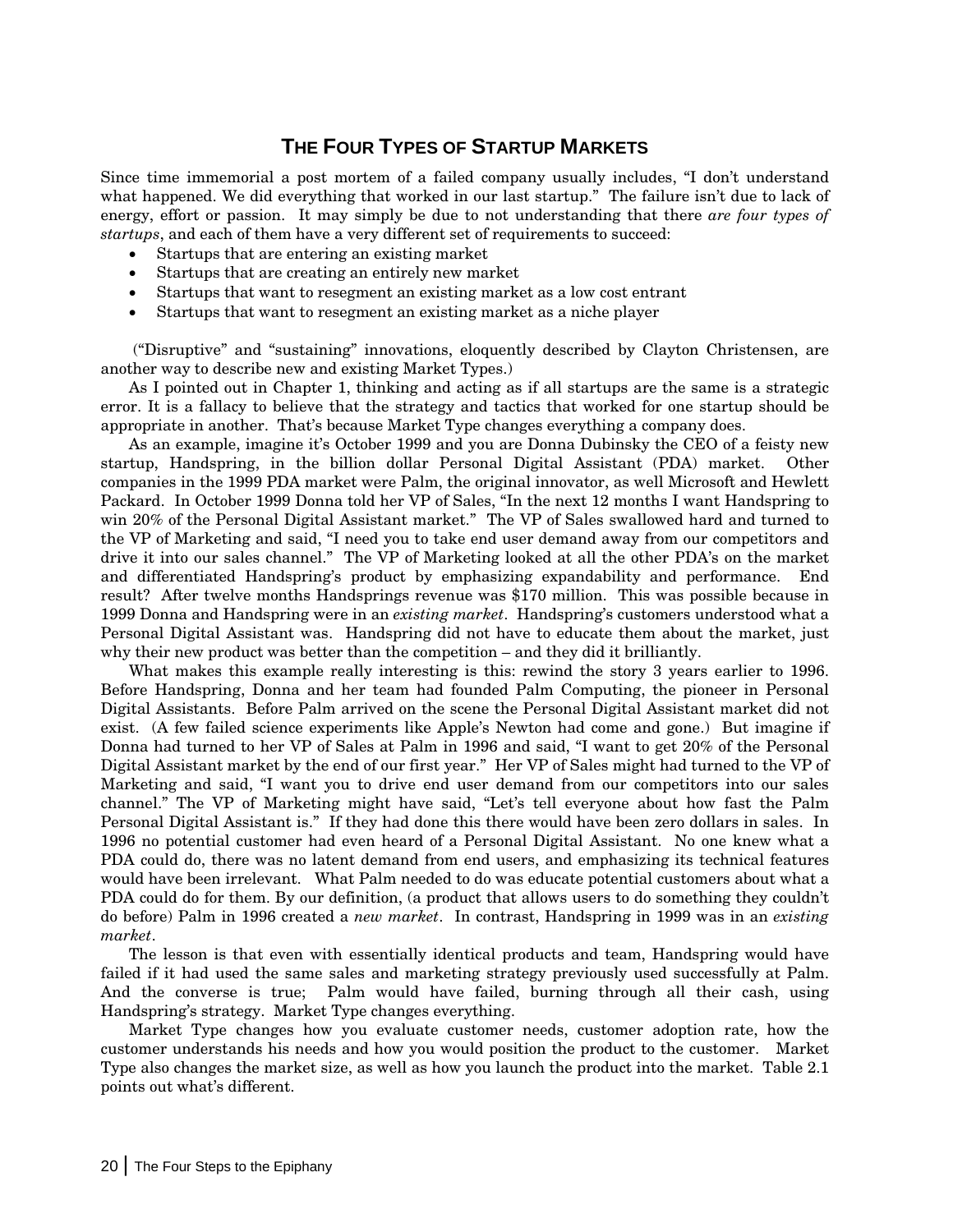## The Four Types of Startup Markets

Since time immemorial a post mortem of a failed company usually includes, "I don't understand what happened. We did everything that worked in our last startup." The failure isn't due to lack of energy, effort or passion. It may simply be due to not understanding that there *are four types of startups*, and each of them have a very different set of requirements to succeed:

- Startups that are entering an existing market
- Startups that are creating an entirely new market
- Startups that want to resegment an existing market as a low cost entrant
- Startups that want to resegment an existing market as a niche player

("Disruptive" and "sustaining" innovations, eloquently described by Clayton Christensen, are another way to describe new and existing Market Types.)

As I pointed out in Chapter 1, thinking and acting as if all startups are the same is a strategic error. It is a fallacy to believe that the strategy and tactics that worked for one startup should be appropriate in another. That's because Market Type changes everything a company does.

As an example, imagine it's October 1999 and you are Donna Dubinsky the CEO of a feisty new startup, Handspring, in the billion dollar Personal Digital Assistant (PDA) market. Other companies in the 1999 PDA market were Palm, the original innovator, as well Microsoft and Hewlett Packard. In October 1999 Donna told her VP of Sales, "In the next 12 months I want Handspring to win 20% of the Personal Digital Assistant market." The VP of Sales swallowed hard and turned to the VP of Marketing and said, "I need you to take end user demand away from our competitors and drive it into our sales channel." The VP of Marketing looked at all the other PDA's on the market and differentiated Handspring's product by emphasizing expandability and performance. End result? After twelve months Handsprings revenue was $170 million. This was possible because in 1999 Donna and Handspring were in an *existing market*. Handspring's customers understood what a Personal Digital Assistant was. Handspring did not have to educate them about the market, just why their new product was better than the competition – and they did it brilliantly.

What makes this example really interesting is this: rewind the story 3 years earlier to 1996. Before Handspring, Donna and her team had founded Palm Computing, the pioneer in Personal Digital Assistants. Before Palm arrived on the scene the Personal Digital Assistant market did not exist. (A few failed science experiments like Apple's Newton had come and gone.) But imagine if Donna had turned to her VP of Sales at Palm in 1996 and said, "I want to get 20% of the Personal Digital Assistant market by the end of our first year." Her VP of Sales might had turned to the VP of Marketing and said, "I want you to drive end user demand from our competitors into our sales channel." The VP of Marketing might have said, "Let's tell everyone about how fast the Palm Personal Digital Assistant is." If they had done this there would have been zero dollars in sales. In 1996 no potential customer had even heard of a Personal Digital Assistant. No one knew what a PDA could do, there was no latent demand from end users, and emphasizing its technical features would have been irrelevant. What Palm needed to do was educate potential customers about what a PDA could do for them. By our definition, (a product that allows users to do something they couldn't do before) Palm in 1996 created a *new market*. In contrast, Handspring in 1999 was in an *existing market*.

The lesson is that even with essentially identical products and team, Handspring would have failed if it had used the same sales and marketing strategy previously used successfully at Palm. And the converse is true; Palm would have failed, burning through all their cash, using Handspring's strategy. Market Type changes everything.

Market Type changes how you evaluate customer needs, customer adoption rate, how the customer understands his needs and how you would position the product to the customer. Market Type also changes the market size, as well as how you launch the product into the market. Table 2.1 points out what's different.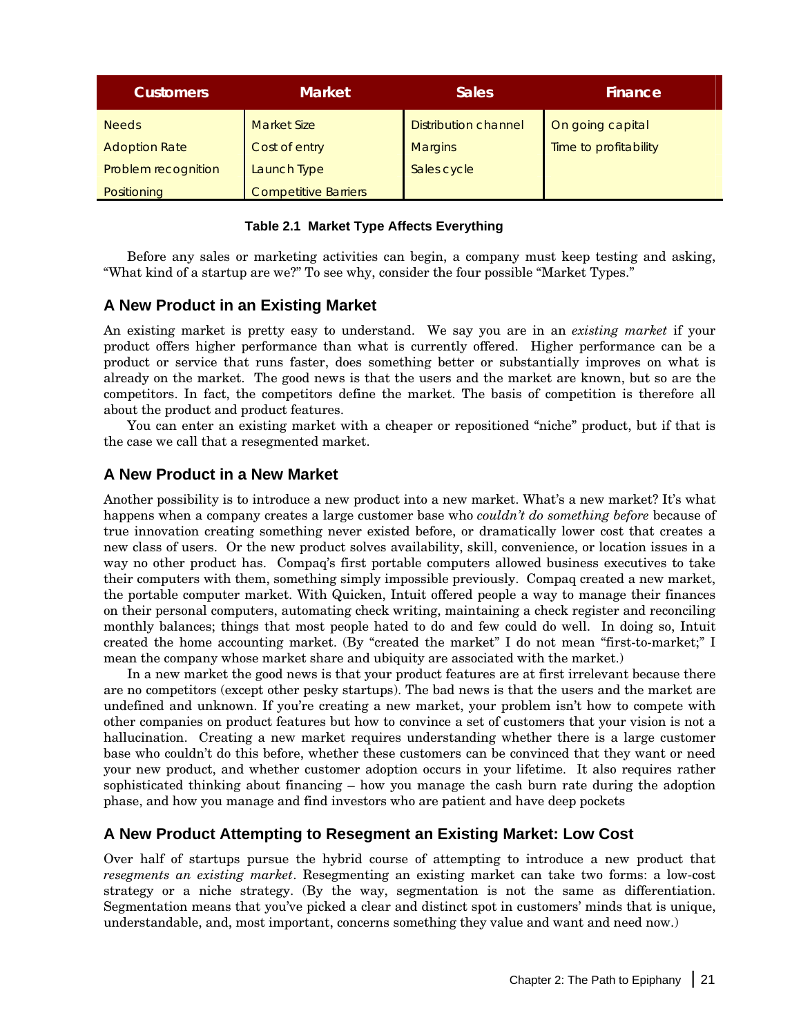| Customers | Market | Sales | Finance |
|---|---|---|---|
| Needs | Market Size | Distribution channel | On going capital |
| Adoption Rate | Cost of entry | Margins | Time to profitability |
| Problem recognition | Launch Type | Sales cycle | |
| Positioning | Competitive Barriers | | |

**Table 2.1 Market Type Affects Everything**

Before any sales or marketing activities can begin, a company must keep testing and asking, "What kind of a startup are we?" To see why, consider the four possible "Market Types."

## A New Product in an Existing Market

An existing market is pretty easy to understand. We say you are in an *existing market* if your product offers higher performance than what is currently offered. Higher performance can be a product or service that runs faster, does something better or substantially improves on what is already on the market. The good news is that the users and the market are known, but so are the competitors. In fact, the competitors define the market. The basis of competition is therefore all about the product and product features.

You can enter an existing market with a cheaper or repositioned "niche" product, but if that is the case we call that a resegmented market.

## A New Product in a New Market

Another possibility is to introduce a new product into a new market. What's a new market? It's what happens when a company creates a large customer base who *couldn't do something before* because of true innovation creating something never existed before, or dramatically lower cost that creates a new class of users. Or the new product solves availability, skill, convenience, or location issues in a way no other product has. Compaq's first portable computers allowed business executives to take their computers with them, something simply impossible previously. Compaq created a new market, the portable computer market. With Quicken, Intuit offered people a way to manage their finances on their personal computers, automating check writing, maintaining a check register and reconciling monthly balances; things that most people hated to do and few could do well. In doing so, Intuit created the home accounting market. (By "created the market" I do not mean "first-to-market;" I mean the company whose market share and ubiquity are associated with the market.)

In a new market the good news is that your product features are at first irrelevant because there are no competitors (except other pesky startups). The bad news is that the users and the market are undefined and unknown. If you're creating a new market, your problem isn't how to compete with other companies on product features but how to convince a set of customers that your vision is not a hallucination. Creating a new market requires understanding whether there is a large customer base who couldn't do this before, whether these customers can be convinced that they want or need your new product, and whether customer adoption occurs in your lifetime. It also requires rather sophisticated thinking about financing – how you manage the cash burn rate during the adoption phase, and how you manage and find investors who are patient and have deep pockets

## A New Product Attempting to Resegment an Existing Market: Low Cost

Over half of startups pursue the hybrid course of attempting to introduce a new product that *resegments an existing market*. Resegmenting an existing market can take two forms: a low-cost strategy or a niche strategy. (By the way, segmentation is not the same as differentiation. Segmentation means that you've picked a clear and distinct spot in customers' minds that is unique, understandable, and, most important, concerns something they value and want and need now.)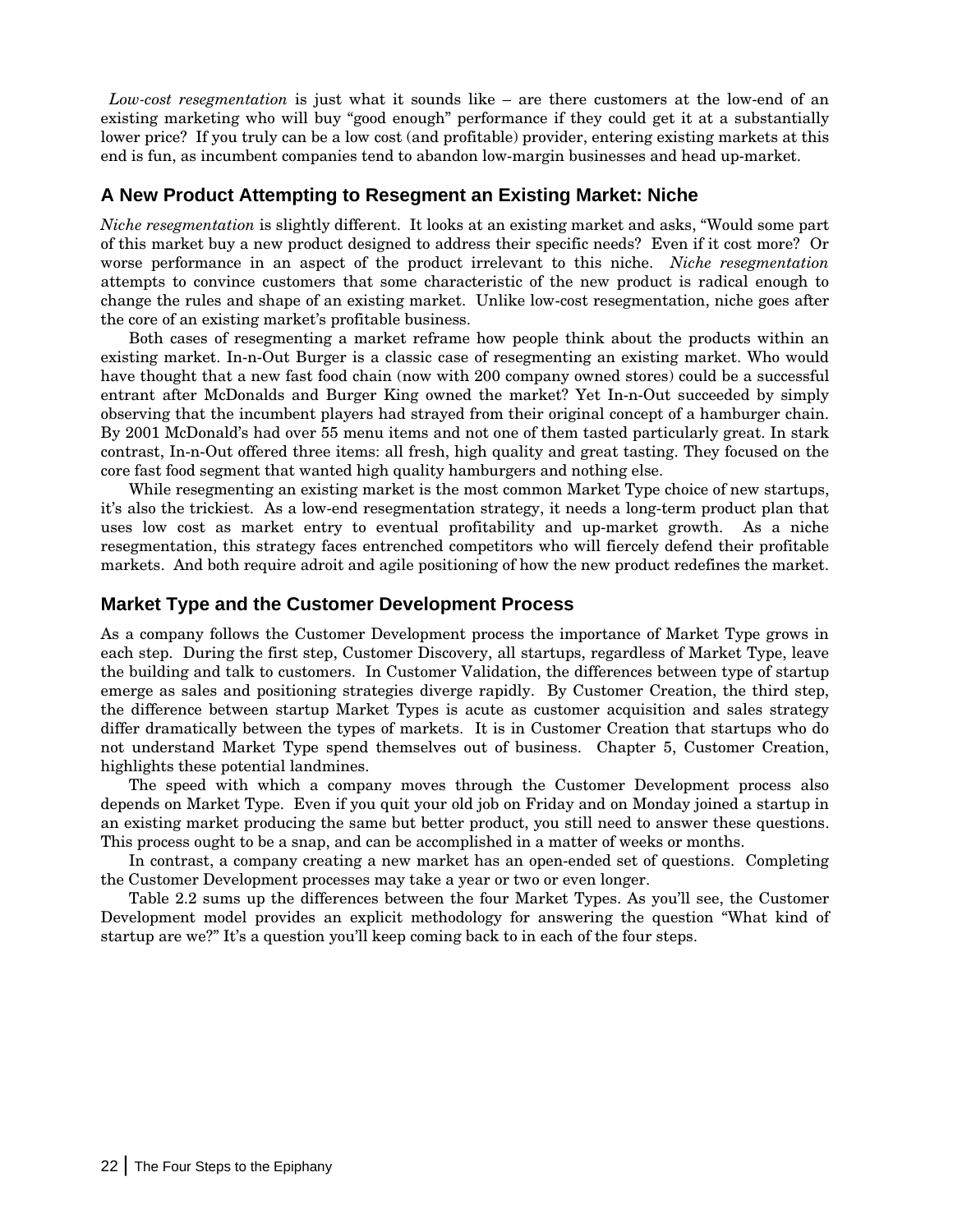*Low-cost resegmentation* is just what it sounds like – are there customers at the low-end of an existing marketing who will buy "good enough" performance if they could get it at a substantially lower price? If you truly can be a low cost (and profitable) provider, entering existing markets at this end is fun, as incumbent companies tend to abandon low-margin businesses and head up-market.

## A New Product Attempting to Resegment an Existing Market: Niche

*Niche resegmentation* is slightly different. It looks at an existing market and asks, "Would some part of this market buy a new product designed to address their specific needs? Even if it cost more? Or worse performance in an aspect of the product irrelevant to this niche. *Niche resegmentation* attempts to convince customers that some characteristic of the new product is radical enough to change the rules and shape of an existing market. Unlike low-cost resegmentation, niche goes after the core of an existing market's profitable business.

Both cases of resegmenting a market reframe how people think about the products within an existing market. In-n-Out Burger is a classic case of resegmenting an existing market. Who would have thought that a new fast food chain (now with 200 company owned stores) could be a successful entrant after McDonalds and Burger King owned the market? Yet In-n-Out succeeded by simply observing that the incumbent players had strayed from their original concept of a hamburger chain. By 2001 McDonald's had over 55 menu items and not one of them tasted particularly great. In stark contrast, In-n-Out offered three items: all fresh, high quality and great tasting. They focused on the core fast food segment that wanted high quality hamburgers and nothing else.

While resegmenting an existing market is the most common Market Type choice of new startups, it's also the trickiest. As a low-end resegmentation strategy, it needs a long-term product plan that uses low cost as market entry to eventual profitability and up-market growth. As a niche resegmentation, this strategy faces entrenched competitors who will fiercely defend their profitable markets. And both require adroit and agile positioning of how the new product redefines the market.

## Market Type and the Customer Development Process

As a company follows the Customer Development process the importance of Market Type grows in each step. During the first step, Customer Discovery, all startups, regardless of Market Type, leave the building and talk to customers. In Customer Validation, the differences between type of startup emerge as sales and positioning strategies diverge rapidly. By Customer Creation, the third step, the difference between startup Market Types is acute as customer acquisition and sales strategy differ dramatically between the types of markets. It is in Customer Creation that startups who do not understand Market Type spend themselves out of business. Chapter 5, Customer Creation, highlights these potential landmines.

The speed with which a company moves through the Customer Development process also depends on Market Type. Even if you quit your old job on Friday and on Monday joined a startup in an existing market producing the same but better product, you still need to answer these questions. This process ought to be a snap, and can be accomplished in a matter of weeks or months.

In contrast, a company creating a new market has an open-ended set of questions. Completing the Customer Development processes may take a year or two or even longer.

Table 2.2 sums up the differences between the four Market Types. As you'll see, the Customer Development model provides an explicit methodology for answering the question "What kind of startup are we?" It's a question you'll keep coming back to in each of the four steps.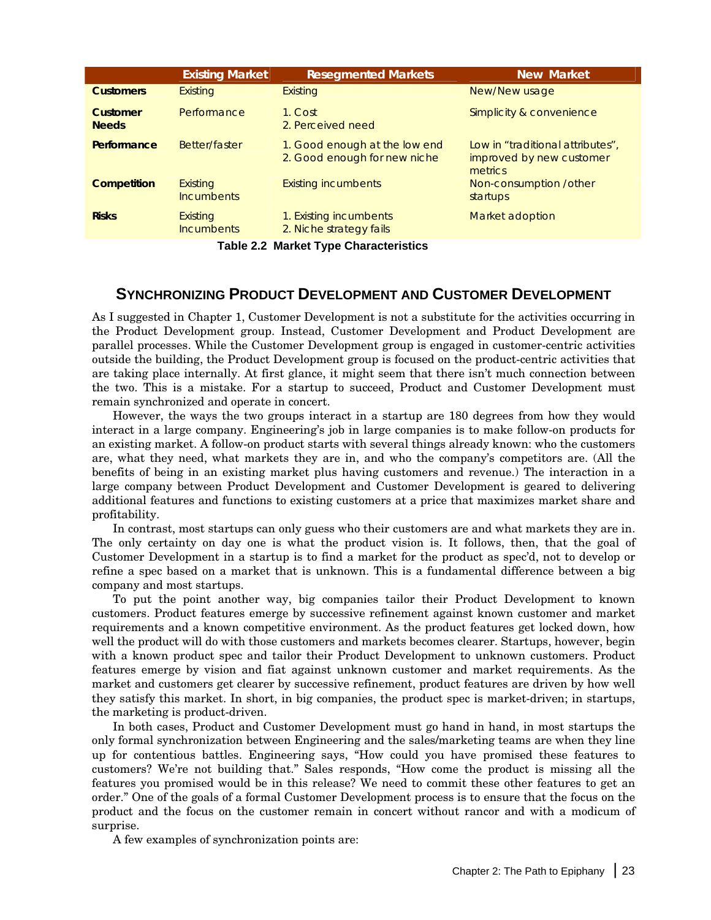| | Existing Market | Resegmented Markets | New Market |
|---|---|---|---|
| **Customers** | Existing | Existing | New/New usage |
| **Customer Needs** | Performance | 1. Cost<br>2. Perceived need | Simplicity & convenience |
| **Performance** | Better/faster | 1. Good enough at the low end<br>2. Good enough for new niche | Low in "traditional attributes", improved by new customer metrics |
| **Competition** | Existing Incumbents | Existing incumbents | Non-consumption /other startups |
| **Risks** | Existing Incumbents | 1. Existing incumbents<br>2. Niche strategy fails | Market adoption |

**Table 2.2 Market Type Characteristics**

## SYNCHRONIZING PRODUCT DEVELOPMENT AND CUSTOMER DEVELOPMENT

As I suggested in Chapter 1, Customer Development is not a substitute for the activities occurring in the Product Development group. Instead, Customer Development and Product Development are parallel processes. While the Customer Development group is engaged in customer-centric activities outside the building, the Product Development group is focused on the product-centric activities that are taking place internally. At first glance, it might seem that there isn't much connection between the two. This is a mistake. For a startup to succeed, Product and Customer Development must remain synchronized and operate in concert.

However, the ways the two groups interact in a startup are 180 degrees from how they would interact in a large company. Engineering's job in large companies is to make follow-on products for an existing market. A follow-on product starts with several things already known: who the customers are, what they need, what markets they are in, and who the company's competitors are. (All the benefits of being in an existing market plus having customers and revenue.) The interaction in a large company between Product Development and Customer Development is geared to delivering additional features and functions to existing customers at a price that maximizes market share and profitability.

In contrast, most startups can only guess who their customers are and what markets they are in. The only certainty on day one is what the product vision is. It follows, then, that the goal of Customer Development in a startup is to find a market for the product as spec'd, not to develop or refine a spec based on a market that is unknown. This is a fundamental difference between a big company and most startups.

To put the point another way, big companies tailor their Product Development to known customers. Product features emerge by successive refinement against known customer and market requirements and a known competitive environment. As the product features get locked down, how well the product will do with those customers and markets becomes clearer. Startups, however, begin with a known product spec and tailor their Product Development to unknown customers. Product features emerge by vision and fiat against unknown customer and market requirements. As the market and customers get clearer by successive refinement, product features are driven by how well they satisfy this market. In short, in big companies, the product spec is market-driven; in startups, the marketing is product-driven.

In both cases, Product and Customer Development must go hand in hand, in most startups the only formal synchronization between Engineering and the sales/marketing teams are when they line up for contentious battles. Engineering says, "How could you have promised these features to customers? We're not building that." Sales responds, "How come the product is missing all the features you promised would be in this release? We need to commit these other features to get an order." One of the goals of a formal Customer Development process is to ensure that the focus on the product and the focus on the customer remain in concert without rancor and with a modicum of surprise.

A few examples of synchronization points are: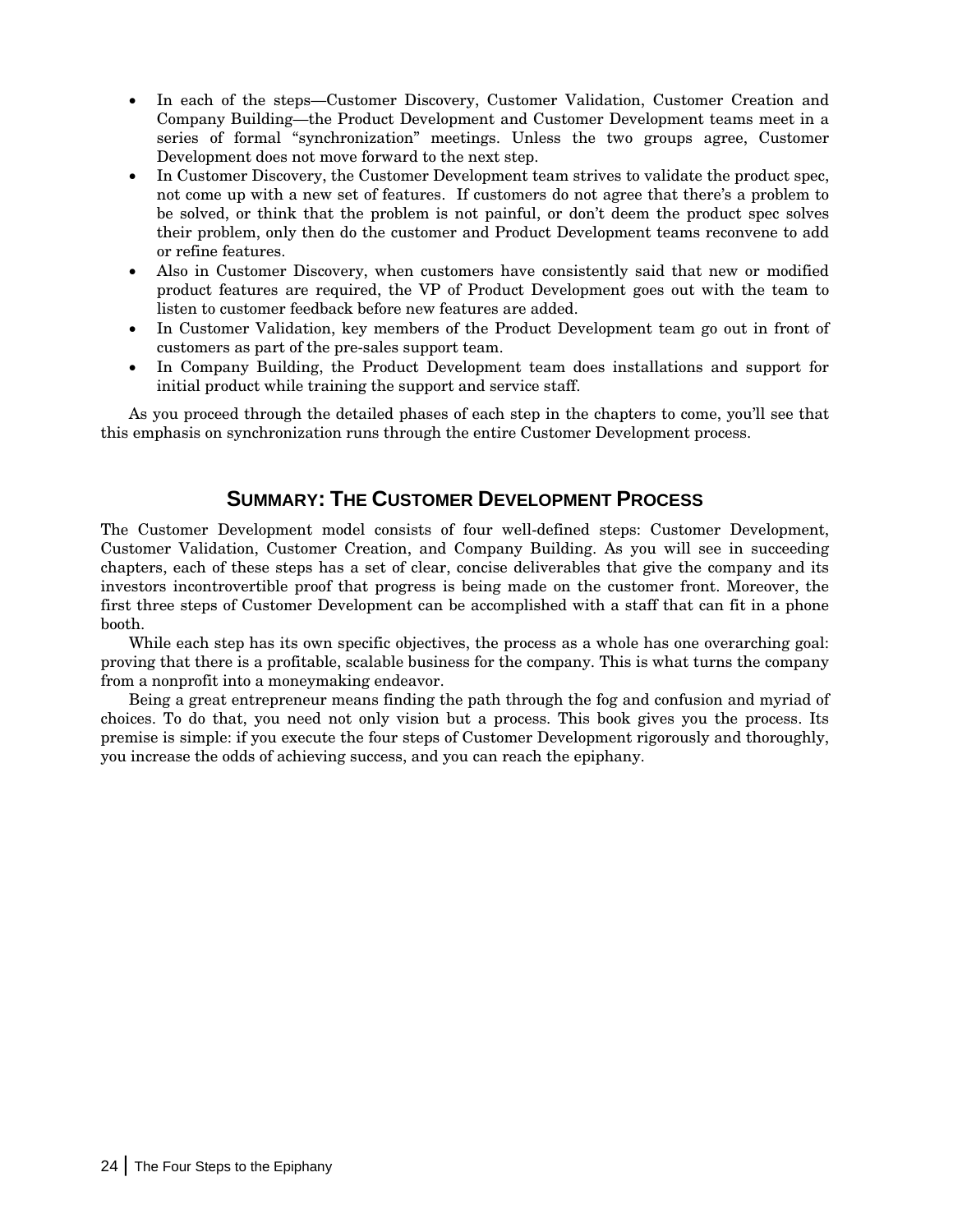- In each of the steps—Customer Discovery, Customer Validation, Customer Creation and Company Building—the Product Development and Customer Development teams meet in a series of formal "synchronization" meetings. Unless the two groups agree, Customer Development does not move forward to the next step.
- In Customer Discovery, the Customer Development team strives to validate the product spec, not come up with a new set of features. If customers do not agree that there's a problem to be solved, or think that the problem is not painful, or don't deem the product spec solves their problem, only then do the customer and Product Development teams reconvene to add or refine features.
- Also in Customer Discovery, when customers have consistently said that new or modified product features are required, the VP of Product Development goes out with the team to listen to customer feedback before new features are added.
- In Customer Validation, key members of the Product Development team go out in front of customers as part of the pre-sales support team.
- In Company Building, the Product Development team does installations and support for initial product while training the support and service staff.

As you proceed through the detailed phases of each step in the chapters to come, you'll see that this emphasis on synchronization runs through the entire Customer Development process.

## SUMMARY: THE CUSTOMER DEVELOPMENT PROCESS

The Customer Development model consists of four well-defined steps: Customer Development, Customer Validation, Customer Creation, and Company Building. As you will see in succeeding chapters, each of these steps has a set of clear, concise deliverables that give the company and its investors incontrovertible proof that progress is being made on the customer front. Moreover, the first three steps of Customer Development can be accomplished with a staff that can fit in a phone booth.

While each step has its own specific objectives, the process as a whole has one overarching goal: proving that there is a profitable, scalable business for the company. This is what turns the company from a nonprofit into a moneymaking endeavor.

Being a great entrepreneur means finding the path through the fog and confusion and myriad of choices. To do that, you need not only vision but a process. This book gives you the process. Its premise is simple: if you execute the four steps of Customer Development rigorously and thoroughly, you increase the odds of achieving success, and you can reach the epiphany.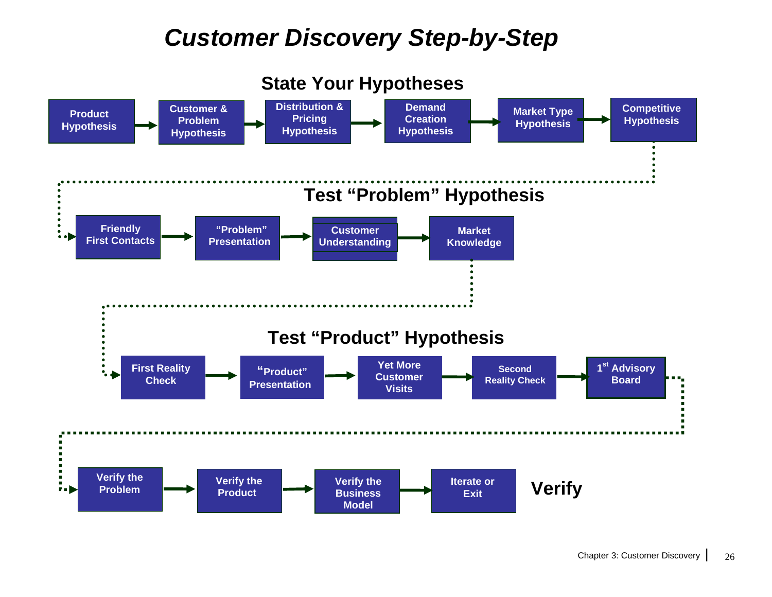# Customer Discovery Step-by-Step

## State Your Hypotheses

Product Hypothesis → Customer & Problem Hypothesis → Distribution & Pricing Hypothesis → Demand Creation Hypothesis → Market Type Hypothesis → Competitive Hypothesis

## Test "Problem" Hypothesis

Friendly First Contacts → "Problem" Presentation → Customer Understanding → Market Knowledge

## Test "Product" Hypothesis

First Reality Check → "Product" Presentation → Yet More Customer Visits → Second Reality Check → 1st Advisory Board

## Verify

Verify the Problem → Verify the Product → Verify the Business Model → Iterate or Exit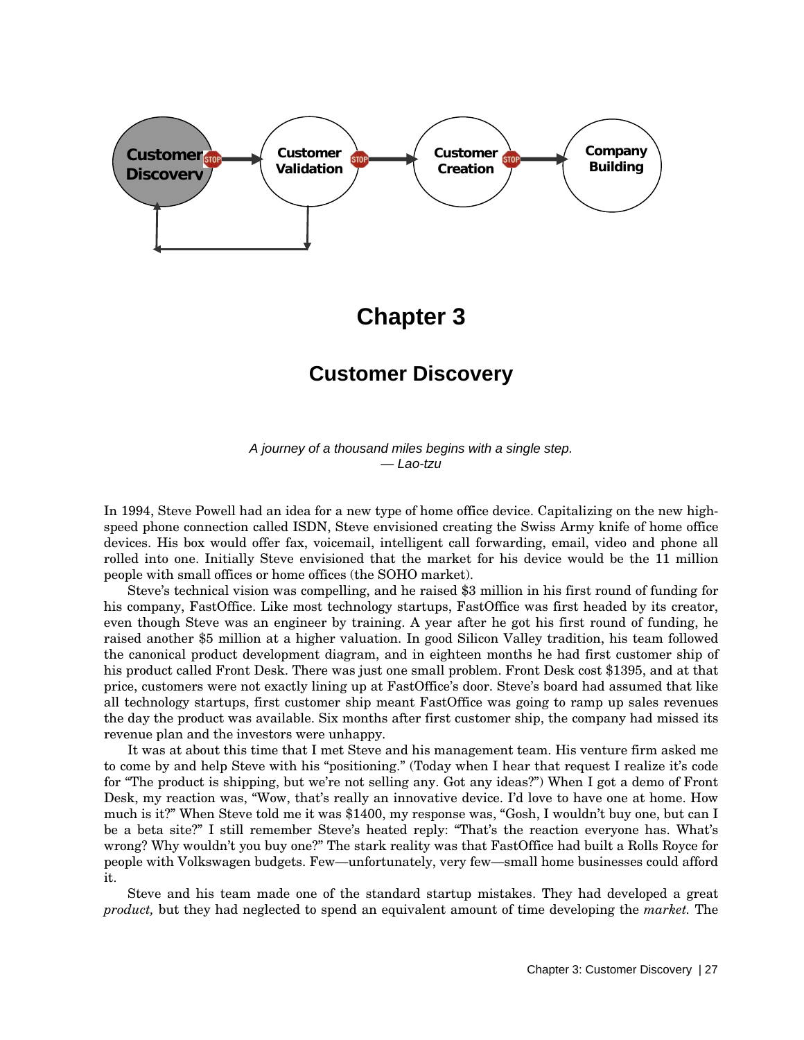Customer Discovery

Customer Validation

Customer Creation

Company Building

# Chapter 3

## Customer Discovery

*A journey of a thousand miles begins with a single step.*
*— Lao-tzu*

In 1994, Steve Powell had an idea for a new type of home office device. Capitalizing on the new high-speed phone connection called ISDN, Steve envisioned creating the Swiss Army knife of home office devices. His box would offer fax, voicemail, intelligent call forwarding, email, video and phone all rolled into one. Initially Steve envisioned that the market for his device would be the 11 million people with small offices or home offices (the SOHO market).

Steve's technical vision was compelling, and he raised $3 million in his first round of funding for his company, FastOffice. Like most technology startups, FastOffice was first headed by its creator, even though Steve was an engineer by training. A year after he got his first round of funding, he raised another $5 million at a higher valuation. In good Silicon Valley tradition, his team followed the canonical product development diagram, and in eighteen months he had first customer ship of his product called Front Desk. There was just one small problem. Front Desk cost $1395, and at that price, customers were not exactly lining up at FastOffice's door. Steve's board had assumed that like all technology startups, first customer ship meant FastOffice was going to ramp up sales revenues the day the product was available. Six months after first customer ship, the company had missed its revenue plan and the investors were unhappy.

It was at about this time that I met Steve and his management team. His venture firm asked me to come by and help Steve with his "positioning." (Today when I hear that request I realize it's code for "The product is shipping, but we're not selling any. Got any ideas?") When I got a demo of Front Desk, my reaction was, "Wow, that's really an innovative device. I'd love to have one at home. How much is it?" When Steve told me it was $1400, my response was, "Gosh, I wouldn't buy one, but can I be a beta site?" I still remember Steve's heated reply: "That's the reaction everyone has. What's wrong? Why wouldn't you buy one?" The stark reality was that FastOffice had built a Rolls Royce for people with Volkswagen budgets. Few—unfortunately, very few—small home businesses could afford it.

Steve and his team made one of the standard startup mistakes. They had developed a great *product,* but they had neglected to spend an equivalent amount of time developing the *market.* The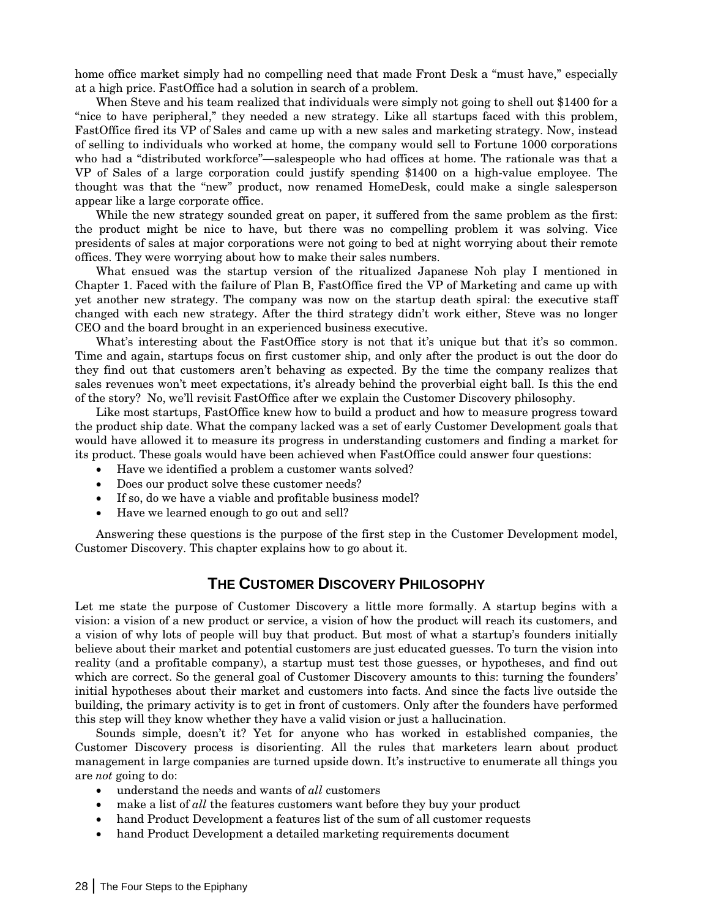home office market simply had no compelling need that made Front Desk a "must have," especially at a high price. FastOffice had a solution in search of a problem.

When Steve and his team realized that individuals were simply not going to shell out $1400 for a "nice to have peripheral," they needed a new strategy. Like all startups faced with this problem, FastOffice fired its VP of Sales and came up with a new sales and marketing strategy. Now, instead of selling to individuals who worked at home, the company would sell to Fortune 1000 corporations who had a "distributed workforce"—salespeople who had offices at home. The rationale was that a VP of Sales of a large corporation could justify spending $1400 on a high-value employee. The thought was that the "new" product, now renamed HomeDesk, could make a single salesperson appear like a large corporate office.

While the new strategy sounded great on paper, it suffered from the same problem as the first: the product might be nice to have, but there was no compelling problem it was solving. Vice presidents of sales at major corporations were not going to bed at night worrying about their remote offices. They were worrying about how to make their sales numbers.

What ensued was the startup version of the ritualized Japanese Noh play I mentioned in Chapter 1. Faced with the failure of Plan B, FastOffice fired the VP of Marketing and came up with yet another new strategy. The company was now on the startup death spiral: the executive staff changed with each new strategy. After the third strategy didn't work either, Steve was no longer CEO and the board brought in an experienced business executive.

What's interesting about the FastOffice story is not that it's unique but that it's so common. Time and again, startups focus on first customer ship, and only after the product is out the door do they find out that customers aren't behaving as expected. By the time the company realizes that sales revenues won't meet expectations, it's already behind the proverbial eight ball. Is this the end of the story? No, we'll revisit FastOffice after we explain the Customer Discovery philosophy.

Like most startups, FastOffice knew how to build a product and how to measure progress toward the product ship date. What the company lacked was a set of early Customer Development goals that would have allowed it to measure its progress in understanding customers and finding a market for its product. These goals would have been achieved when FastOffice could answer four questions:

- Have we identified a problem a customer wants solved?
- Does our product solve these customer needs?
- If so, do we have a viable and profitable business model?
- Have we learned enough to go out and sell?

Answering these questions is the purpose of the first step in the Customer Development model, Customer Discovery. This chapter explains how to go about it.

## The Customer Discovery Philosophy

Let me state the purpose of Customer Discovery a little more formally. A startup begins with a vision: a vision of a new product or service, a vision of how the product will reach its customers, and a vision of why lots of people will buy that product. But most of what a startup's founders initially believe about their market and potential customers are just educated guesses. To turn the vision into reality (and a profitable company), a startup must test those guesses, or hypotheses, and find out which are correct. So the general goal of Customer Discovery amounts to this: turning the founders' initial hypotheses about their market and customers into facts. And since the facts live outside the building, the primary activity is to get in front of customers. Only after the founders have performed this step will they know whether they have a valid vision or just a hallucination.

Sounds simple, doesn't it? Yet for anyone who has worked in established companies, the Customer Discovery process is disorienting. All the rules that marketers learn about product management in large companies are turned upside down. It's instructive to enumerate all things you are *not* going to do:

- understand the needs and wants of *all* customers
- make a list of *all* the features customers want before they buy your product
- hand Product Development a features list of the sum of all customer requests
- hand Product Development a detailed marketing requirements document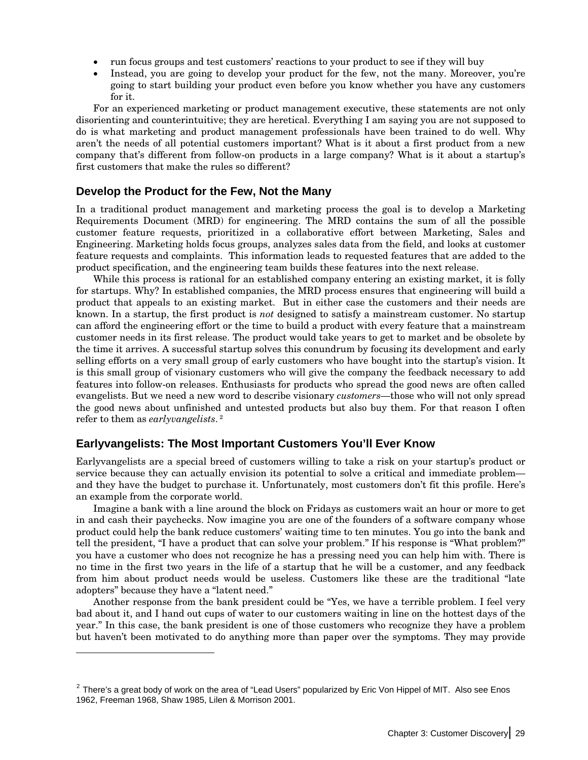- run focus groups and test customers' reactions to your product to see if they will buy
- Instead, you are going to develop your product for the few, not the many. Moreover, you're going to start building your product even before you know whether you have any customers for it.

For an experienced marketing or product management executive, these statements are not only disorienting and counterintuitive; they are heretical. Everything I am saying you are not supposed to do is what marketing and product management professionals have been trained to do well. Why aren't the needs of all potential customers important? What is it about a first product from a new company that's different from follow-on products in a large company? What is it about a startup's first customers that make the rules so different?

## Develop the Product for the Few, Not the Many

In a traditional product management and marketing process the goal is to develop a Marketing Requirements Document (MRD) for engineering. The MRD contains the sum of all the possible customer feature requests, prioritized in a collaborative effort between Marketing, Sales and Engineering. Marketing holds focus groups, analyzes sales data from the field, and looks at customer feature requests and complaints. This information leads to requested features that are added to the product specification, and the engineering team builds these features into the next release.

While this process is rational for an established company entering an existing market, it is folly for startups. Why? In established companies, the MRD process ensures that engineering will build a product that appeals to an existing market. But in either case the customers and their needs are known. In a startup, the first product is *not* designed to satisfy a mainstream customer. No startup can afford the engineering effort or the time to build a product with every feature that a mainstream customer needs in its first release. The product would take years to get to market and be obsolete by the time it arrives. A successful startup solves this conundrum by focusing its development and early selling efforts on a very small group of early customers who have bought into the startup's vision. It is this small group of visionary customers who will give the company the feedback necessary to add features into follow-on releases. Enthusiasts for products who spread the good news are often called evangelists. But we need a new word to describe visionary *customers*—those who will not only spread the good news about unfinished and untested products but also buy them. For that reason I often refer to them as *earlyvangelists*.[2]

## Earlyvangelists: The Most Important Customers You'll Ever Know

Earlyvangelists are a special breed of customers willing to take a risk on your startup's product or service because they can actually envision its potential to solve a critical and immediate problem—and they have the budget to purchase it. Unfortunately, most customers don't fit this profile. Here's an example from the corporate world.

Imagine a bank with a line around the block on Fridays as customers wait an hour or more to get in and cash their paychecks. Now imagine you are one of the founders of a software company whose product could help the bank reduce customers' waiting time to ten minutes. You go into the bank and tell the president, "I have a product that can solve your problem." If his response is "What problem?" you have a customer who does not recognize he has a pressing need you can help him with. There is no time in the first two years in the life of a startup that he will be a customer, and any feedback from him about product needs would be useless. Customers like these are the traditional "late adopters" because they have a "latent need."

Another response from the bank president could be "Yes, we have a terrible problem. I feel very bad about it, and I hand out cups of water to our customers waiting in line on the hottest days of the year." In this case, the bank president is one of those customers who recognize they have a problem but haven't been motivated to do anything more than paper over the symptoms. They may provide

[2] There's a great body of work on the area of "Lead Users" popularized by Eric Von Hippel of MIT. Also see Enos 1962, Freeman 1968, Shaw 1985, Lilen & Morrison 2001.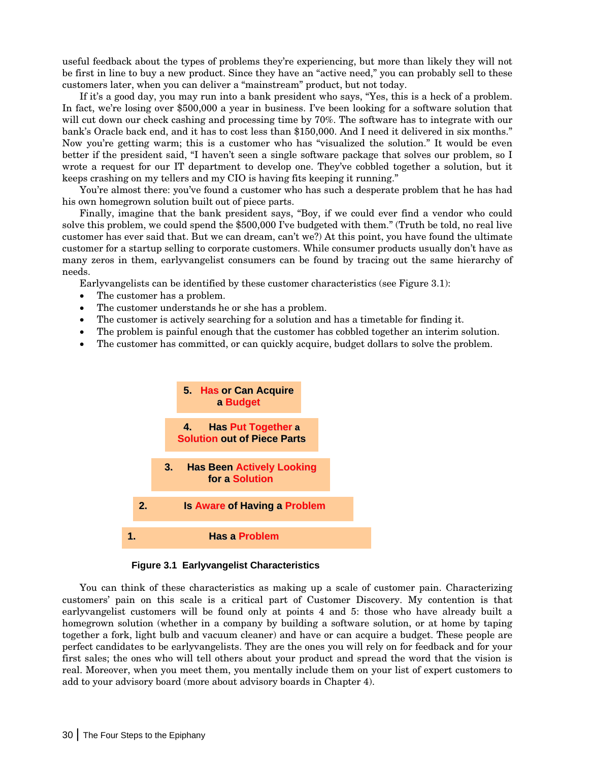useful feedback about the types of problems they're experiencing, but more than likely they will not be first in line to buy a new product. Since they have an "active need," you can probably sell to these customers later, when you can deliver a "mainstream" product, but not today.

If it's a good day, you may run into a bank president who says, "Yes, this is a heck of a problem. In fact, we're losing over $500,000 a year in business. I've been looking for a software solution that will cut down our check cashing and processing time by 70%. The software has to integrate with our bank's Oracle back end, and it has to cost less than $150,000. And I need it delivered in six months." Now you're getting warm; this is a customer who has "visualized the solution." It would be even better if the president said, "I haven't seen a single software package that solves our problem, so I wrote a request for our IT department to develop one. They've cobbled together a solution, but it keeps crashing on my tellers and my CIO is having fits keeping it running."

You're almost there: you've found a customer who has such a desperate problem that he has had his own homegrown solution built out of piece parts.

Finally, imagine that the bank president says, "Boy, if we could ever find a vendor who could solve this problem, we could spend the $500,000 I've budgeted with them." (Truth be told, no real live customer has ever said that. But we can dream, can't we?) At this point, you have found the ultimate customer for a startup selling to corporate customers. While consumer products usually don't have as many zeros in them, earlyvangelist consumers can be found by tracing out the same hierarchy of needs.

Earlyvangelists can be identified by these customer characteristics (see Figure 3.1):

- The customer has a problem.
- The customer understands he or she has a problem.
- The customer is actively searching for a solution and has a timetable for finding it.
- The problem is painful enough that the customer has cobbled together an interim solution.
- The customer has committed, or can quickly acquire, budget dollars to solve the problem.

5. **Has or Can Acquire a Budget**

4. **Has Put Together a Solution out of Piece Parts**

3. **Has Been Actively Looking for a Solution**

2. **Is Aware of Having a Problem**

1. **Has a Problem**

**Figure 3.1 Earlyvangelist Characteristics**

You can think of these characteristics as making up a scale of customer pain. Characterizing customers' pain on this scale is a critical part of Customer Discovery. My contention is that earlyvangelist customers will be found only at points 4 and 5: those who have already built a homegrown solution (whether in a company by building a software solution, or at home by taping together a fork, light bulb and vacuum cleaner) and have or can acquire a budget. These people are perfect candidates to be earlyvangelists. They are the ones you will rely on for feedback and for your first sales; the ones who will tell others about your product and spread the word that the vision is real. Moreover, when you meet them, you mentally include them on your list of expert customers to add to your advisory board (more about advisory boards in Chapter 4).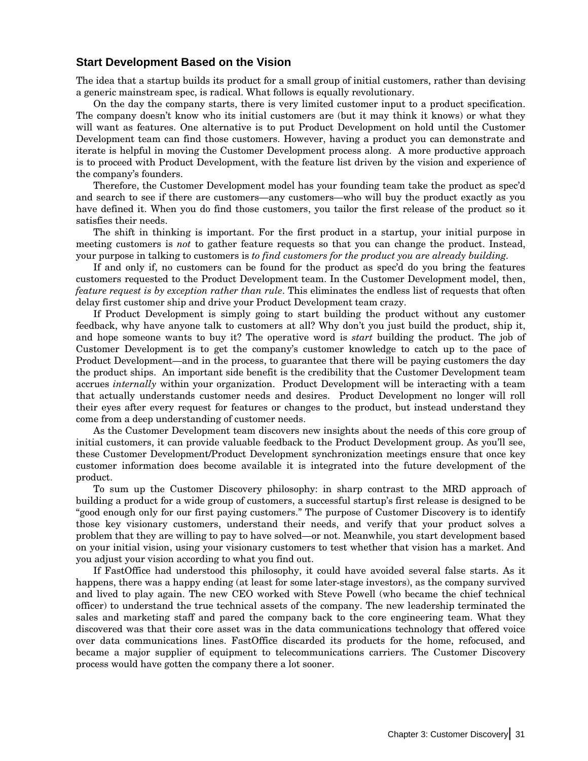### Start Development Based on the Vision

The idea that a startup builds its product for a small group of initial customers, rather than devising a generic mainstream spec, is radical. What follows is equally revolutionary.

On the day the company starts, there is very limited customer input to a product specification. The company doesn't know who its initial customers are (but it may think it knows) or what they will want as features. One alternative is to put Product Development on hold until the Customer Development team can find those customers. However, having a product you can demonstrate and iterate is helpful in moving the Customer Development process along. A more productive approach is to proceed with Product Development, with the feature list driven by the vision and experience of the company's founders.

Therefore, the Customer Development model has your founding team take the product as spec'd and search to see if there are customers—any customers—who will buy the product exactly as you have defined it. When you do find those customers, you tailor the first release of the product so it satisfies their needs.

The shift in thinking is important. For the first product in a startup, your initial purpose in meeting customers is *not* to gather feature requests so that you can change the product. Instead, your purpose in talking to customers is *to find customers for the product you are already building.*

If and only if, no customers can be found for the product as spec'd do you bring the features customers requested to the Product Development team. In the Customer Development model, then, *feature request is by exception rather than rule*. This eliminates the endless list of requests that often delay first customer ship and drive your Product Development team crazy.

If Product Development is simply going to start building the product without any customer feedback, why have anyone talk to customers at all? Why don't you just build the product, ship it, and hope someone wants to buy it? The operative word is *start* building the product. The job of Customer Development is to get the company's customer knowledge to catch up to the pace of Product Development—and in the process, to guarantee that there will be paying customers the day the product ships. An important side benefit is the credibility that the Customer Development team accrues *internally* within your organization. Product Development will be interacting with a team that actually understands customer needs and desires. Product Development no longer will roll their eyes after every request for features or changes to the product, but instead understand they come from a deep understanding of customer needs.

As the Customer Development team discovers new insights about the needs of this core group of initial customers, it can provide valuable feedback to the Product Development group. As you'll see, these Customer Development/Product Development synchronization meetings ensure that once key customer information does become available it is integrated into the future development of the product.

To sum up the Customer Discovery philosophy: in sharp contrast to the MRD approach of building a product for a wide group of customers, a successful startup's first release is designed to be "good enough only for our first paying customers." The purpose of Customer Discovery is to identify those key visionary customers, understand their needs, and verify that your product solves a problem that they are willing to pay to have solved—or not. Meanwhile, you start development based on your initial vision, using your visionary customers to test whether that vision has a market. And you adjust your vision according to what you find out.

If FastOffice had understood this philosophy, it could have avoided several false starts. As it happens, there was a happy ending (at least for some later-stage investors), as the company survived and lived to play again. The new CEO worked with Steve Powell (who became the chief technical officer) to understand the true technical assets of the company. The new leadership terminated the sales and marketing staff and pared the company back to the core engineering team. What they discovered was that their core asset was in the data communications technology that offered voice over data communications lines. FastOffice discarded its products for the home, refocused, and became a major supplier of equipment to telecommunications carriers. The Customer Discovery process would have gotten the company there a lot sooner.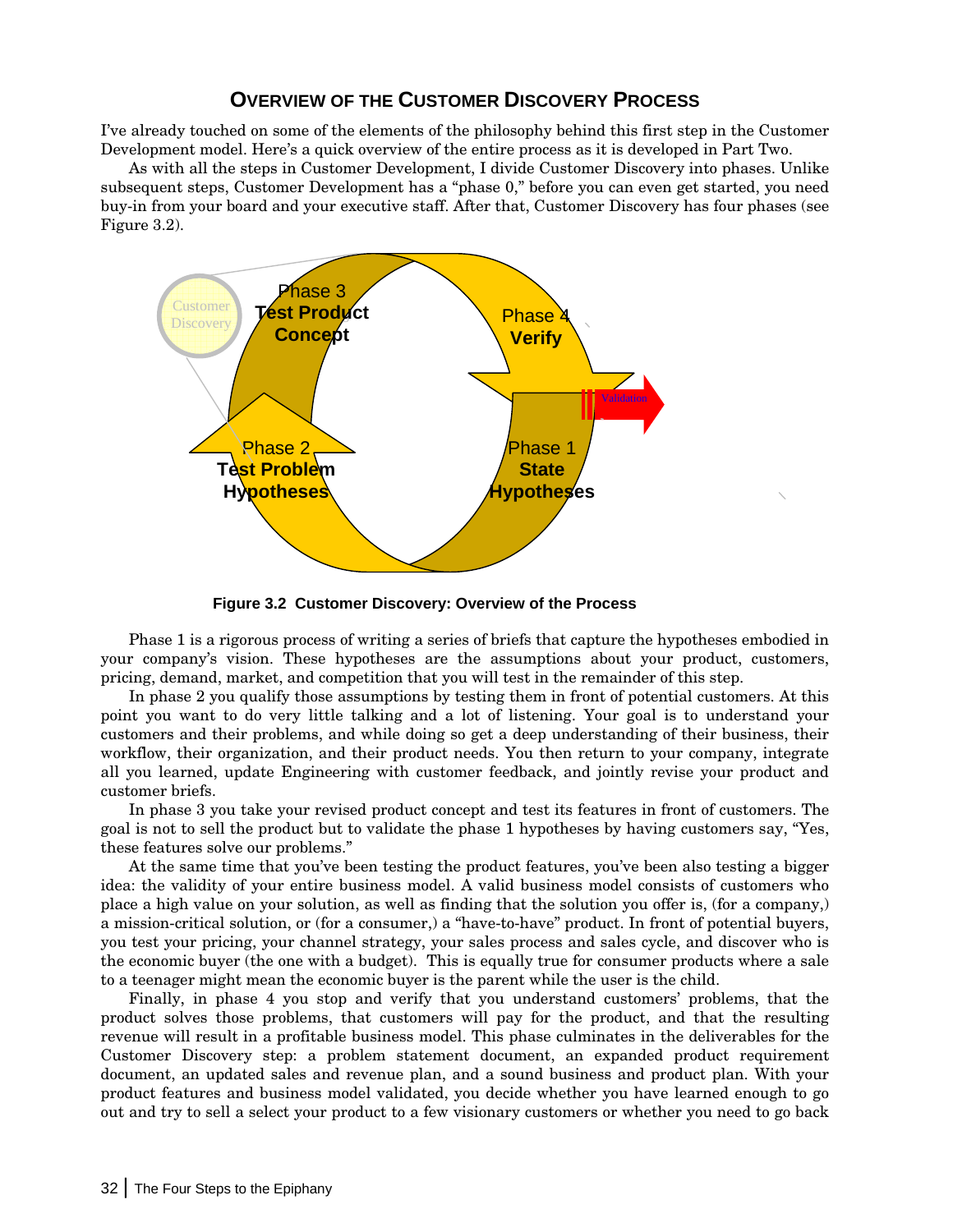## Overview of the Customer Discovery Process

I've already touched on some of the elements of the philosophy behind this first step in the Customer Development model. Here's a quick overview of the entire process as it is developed in Part Two.

As with all the steps in Customer Development, I divide Customer Discovery into phases. Unlike subsequent steps, Customer Development has a "phase 0," before you can even get started, you need buy-in from your board and your executive staff. After that, Customer Discovery has four phases (see Figure 3.2).

Customer Discovery

Phase 3
**Test Product Concept**

Phase 4
**Verify**

Validation

Phase 2
**Test Problem Hypotheses**

Phase 1
**State Hypotheses**

**Figure 3.2 Customer Discovery: Overview of the Process**

Phase 1 is a rigorous process of writing a series of briefs that capture the hypotheses embodied in your company's vision. These hypotheses are the assumptions about your product, customers, pricing, demand, market, and competition that you will test in the remainder of this step.

In phase 2 you qualify those assumptions by testing them in front of potential customers. At this point you want to do very little talking and a lot of listening. Your goal is to understand your customers and their problems, and while doing so get a deep understanding of their business, their workflow, their organization, and their product needs. You then return to your company, integrate all you learned, update Engineering with customer feedback, and jointly revise your product and customer briefs.

In phase 3 you take your revised product concept and test its features in front of customers. The goal is not to sell the product but to validate the phase 1 hypotheses by having customers say, "Yes, these features solve our problems."

At the same time that you've been testing the product features, you've been also testing a bigger idea: the validity of your entire business model. A valid business model consists of customers who place a high value on your solution, as well as finding that the solution you offer is, (for a company,) a mission-critical solution, or (for a consumer,) a "have-to-have" product. In front of potential buyers, you test your pricing, your channel strategy, your sales process and sales cycle, and discover who is the economic buyer (the one with a budget). This is equally true for consumer products where a sale to a teenager might mean the economic buyer is the parent while the user is the child.

Finally, in phase 4 you stop and verify that you understand customers' problems, that the product solves those problems, that customers will pay for the product, and that the resulting revenue will result in a profitable business model. This phase culminates in the deliverables for the Customer Discovery step: a problem statement document, an expanded product requirement document, an updated sales and revenue plan, and a sound business and product plan. With your product features and business model validated, you decide whether you have learned enough to go out and try to sell a select your product to a few visionary customers or whether you need to go back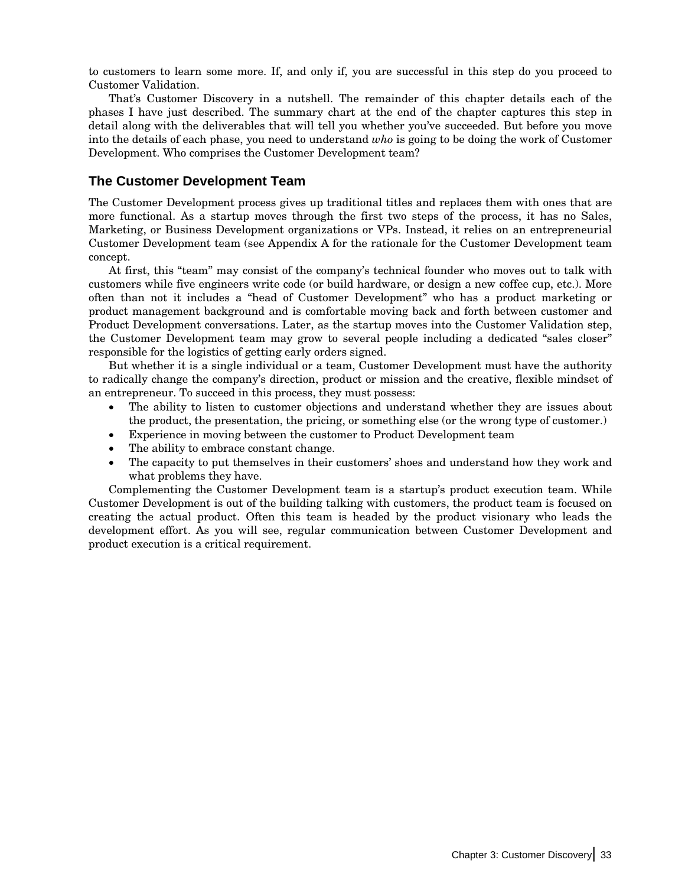to customers to learn some more. If, and only if, you are successful in this step do you proceed to Customer Validation.

That's Customer Discovery in a nutshell. The remainder of this chapter details each of the phases I have just described. The summary chart at the end of the chapter captures this step in detail along with the deliverables that will tell you whether you've succeeded. But before you move into the details of each phase, you need to understand *who* is going to be doing the work of Customer Development. Who comprises the Customer Development team?

## The Customer Development Team

The Customer Development process gives up traditional titles and replaces them with ones that are more functional. As a startup moves through the first two steps of the process, it has no Sales, Marketing, or Business Development organizations or VPs. Instead, it relies on an entrepreneurial Customer Development team (see Appendix A for the rationale for the Customer Development team concept.

At first, this "team" may consist of the company's technical founder who moves out to talk with customers while five engineers write code (or build hardware, or design a new coffee cup, etc.). More often than not it includes a "head of Customer Development" who has a product marketing or product management background and is comfortable moving back and forth between customer and Product Development conversations. Later, as the startup moves into the Customer Validation step, the Customer Development team may grow to several people including a dedicated "sales closer" responsible for the logistics of getting early orders signed.

But whether it is a single individual or a team, Customer Development must have the authority to radically change the company's direction, product or mission and the creative, flexible mindset of an entrepreneur. To succeed in this process, they must possess:

- The ability to listen to customer objections and understand whether they are issues about the product, the presentation, the pricing, or something else (or the wrong type of customer.)
- Experience in moving between the customer to Product Development team
- The ability to embrace constant change.
- The capacity to put themselves in their customers' shoes and understand how they work and what problems they have.

Complementing the Customer Development team is a startup's product execution team. While Customer Development is out of the building talking with customers, the product team is focused on creating the actual product. Often this team is headed by the product visionary who leads the development effort. As you will see, regular communication between Customer Development and product execution is a critical requirement.